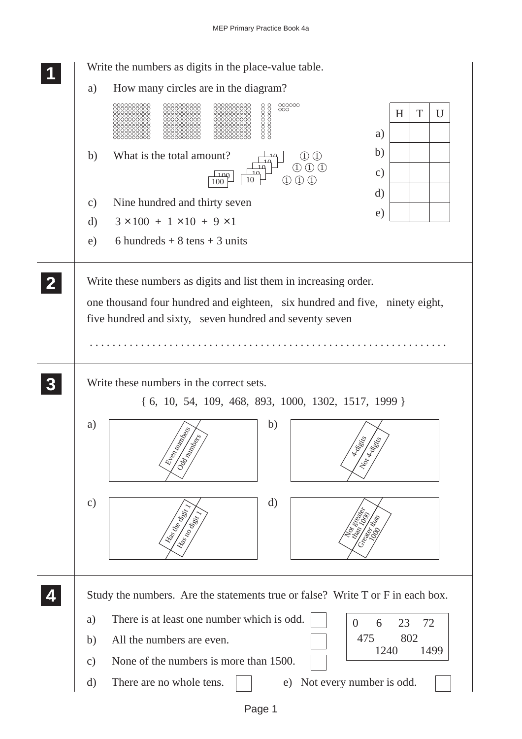**1** Write the numbers as digits in the place-value table.

a) How many circles are in the diagram?

b) What is the total amount?

c) Nine hundred and thirty seven

d) $3 \times 100 + 1 \times 10 + 9 \times 1$

e) 6 hundreds + 8 tens + 3 units

| | H | T | U |
|---|---|---|---|
| a) | | | |
| b) | | | |
| c) | | | |
| d) | | | |
| e) | | | |

---

**2** Write these numbers as digits and list them in increasing order.

one thousand four hundred and eighteen, six hundred and five, ninety eight, five hundred and sixty, seven hundred and seventy seven

. . . . . . . . . . . . . . . . . . . . . . . . . . . . . . . . . . . . . . . . . . . . . . . . . . . . . . . . . . . . .

---

**3** Write these numbers in the correct sets.

{ 6, 10, 54, 109, 468, 893, 1000, 1302, 1517, 1999 }

a) Even numbers | Odd numbers

b) 4-digits | Not 4-digits

c) Has the digit 1 | Has no digit 1

d) Not greater than 1000 | Greater than 1000

---

**4** Study the numbers. Are the statements true or false? Write T or F in each box.

0 6 23 72 475 802 1240 1499

a) There is at least one number which is odd. ☐

b) All the numbers are even. ☐

c) None of the numbers is more than 1500. ☐

d) There are no whole tens. ☐

e) Not every number is odd. ☐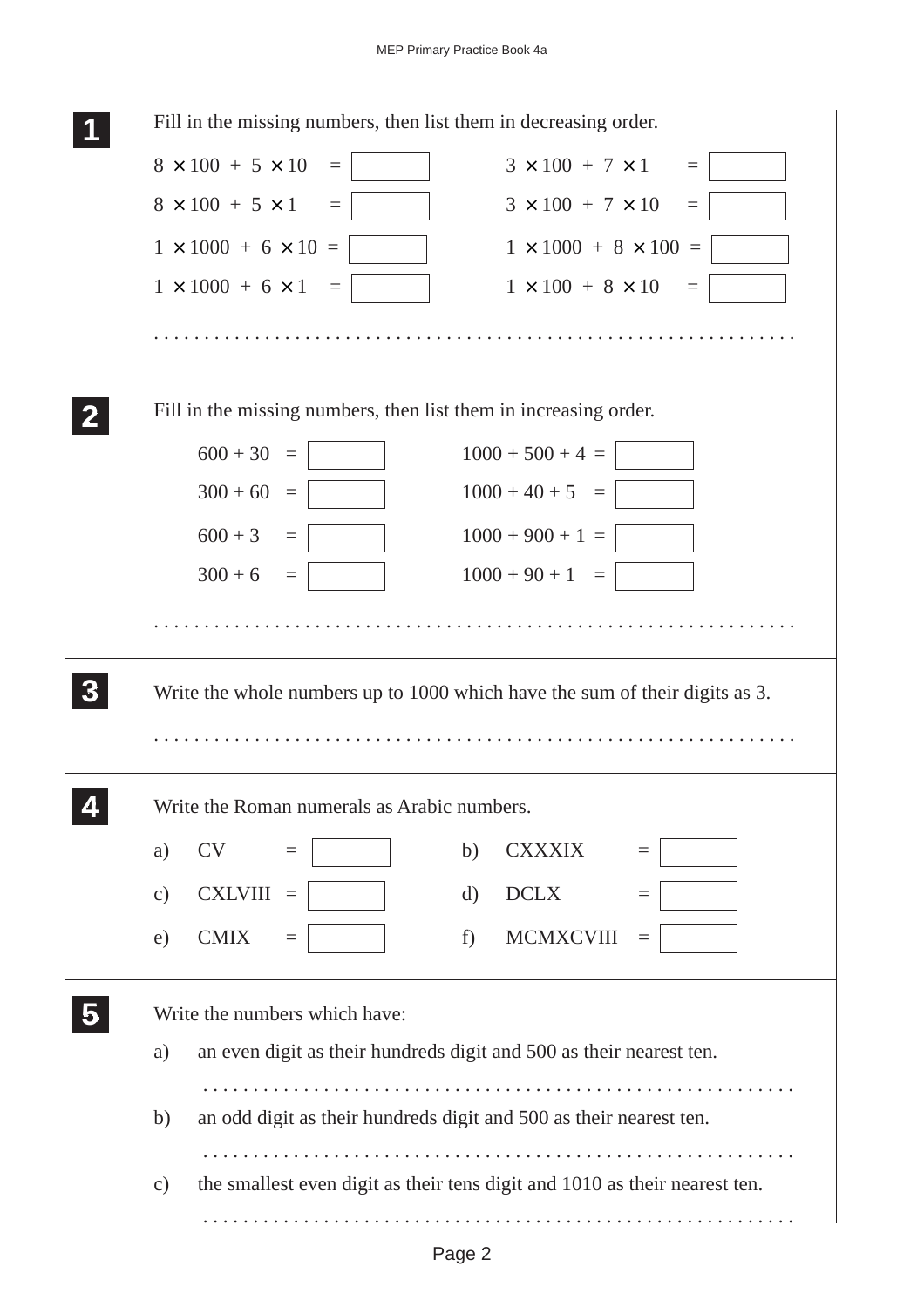**1** Fill in the missing numbers, then list them in decreasing order.

$8 \times 100 + 5 \times 10 =$ ☐ $\quad$ $3 \times 100 + 7 \times 1 =$ ☐

$8 \times 100 + 5 \times 1 =$ ☐ $\quad$ $3 \times 100 + 7 \times 10 =$ ☐

$1 \times 1000 + 6 \times 10 =$ ☐ $\quad$ $1 \times 1000 + 8 \times 100 =$ ☐

$1 \times 1000 + 6 \times 1 =$ ☐ $\quad$ $1 \times 100 + 8 \times 10 =$ ☐

. . . . . . . . . . . . . . . . . . . . . . . . . . . . . . . . . . . . . . . . . . . . . . . . . . . . . . . . . . . .

**2** Fill in the missing numbers, then list them in increasing order.

$600 + 30 =$ ☐ $\quad$ $1000 + 500 + 4 =$ ☐

$300 + 60 =$ ☐ $\quad$ $1000 + 40 + 5 =$ ☐

$600 + 3 =$ ☐ $\quad$ $1000 + 900 + 1 =$ ☐

$300 + 6 =$ ☐ $\quad$ $1000 + 90 + 1 =$ ☐

. . . . . . . . . . . . . . . . . . . . . . . . . . . . . . . . . . . . . . . . . . . . . . . . . . . . . . . . . . . .

**3** Write the whole numbers up to 1000 which have the sum of their digits as 3.

. . . . . . . . . . . . . . . . . . . . . . . . . . . . . . . . . . . . . . . . . . . . . . . . . . . . . . . . . . . .

**4** Write the Roman numerals as Arabic numbers.

a) CV = ☐ $\quad$ b) CXXXIX = ☐

c) CXLVIII = ☐ $\quad$ d) DCLX = ☐

e) CMIX = ☐ $\quad$ f) MCMXCVIII = ☐

**5** Write the numbers which have:

a) an even digit as their hundreds digit and 500 as their nearest ten.

. . . . . . . . . . . . . . . . . . . . . . . . . . . . . . . . . . . . . . . . . . . . . . . . . . . . . . . . . . . .

b) an odd digit as their hundreds digit and 500 as their nearest ten.

. . . . . . . . . . . . . . . . . . . . . . . . . . . . . . . . . . . . . . . . . . . . . . . . . . . . . . . . . . . .

c) the smallest even digit as their tens digit and 1010 as their nearest ten.

. . . . . . . . . . . . . . . . . . . . . . . . . . . . . . . . . . . . . . . . . . . . . . . . . . . . . . . . . . . .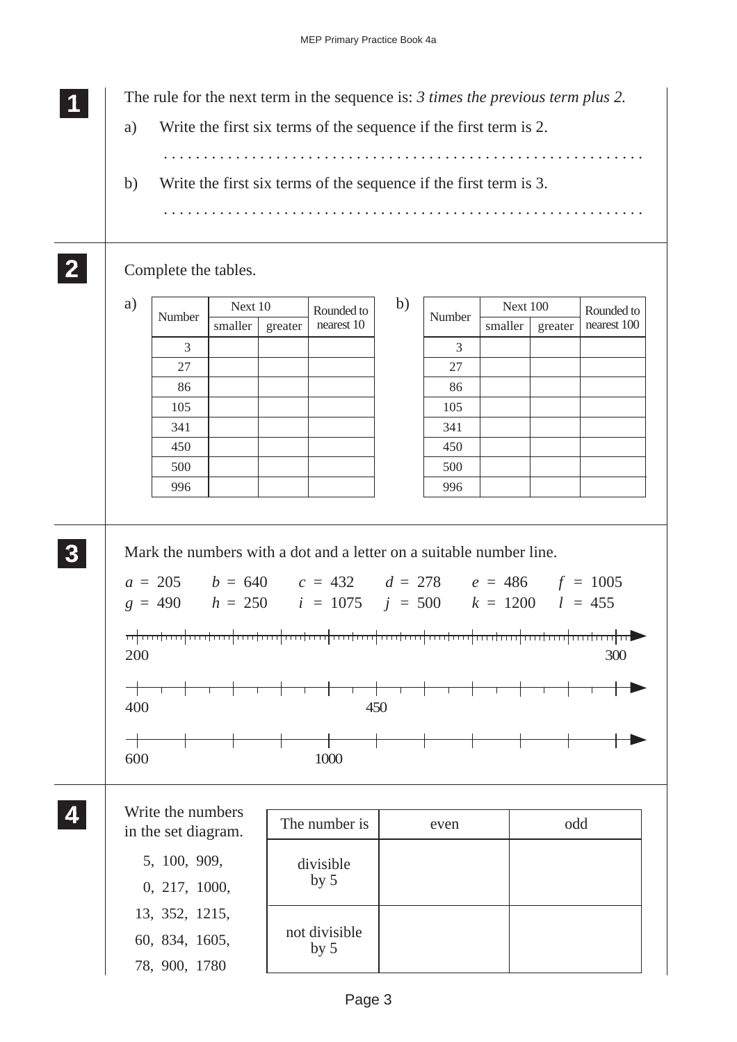**1** The rule for the next term in the sequence is: *3 times the previous term plus 2.*

a) Write the first six terms of the sequence if the first term is 2.

. . . . . . . . . . . . . . . . . . . . . . . . . . . . . . . . . . . . . . . . . . . . . . . . . . . . . . . . . .

b) Write the first six terms of the sequence if the first term is 3.

. . . . . . . . . . . . . . . . . . . . . . . . . . . . . . . . . . . . . . . . . . . . . . . . . . . . . . . . . .

**2** Complete the tables.

a)

| Number | Next 10 | | Rounded to nearest 10 |
|---|---|---|---|
| | smaller | greater | |
| 3 | | | |
| 27 | | | |
| 86 | | | |
| 105 | | | |
| 341 | | | |
| 450 | | | |
| 500 | | | |
| 996 | | | |

b)

| Number | Next 100 | | Rounded to nearest 100 |
|---|---|---|---|
| | smaller | greater | |
| 3 | | | |
| 27 | | | |
| 86 | | | |
| 105 | | | |
| 341 | | | |
| 450 | | | |
| 500 | | | |
| 996 | | | |

**3** Mark the numbers with a dot and a letter on a suitable number line.

$a = 205$ $b = 640$ $c = 432$ $d = 278$ $e = 486$ $f = 1005$

$g = 490$ $h = 250$ $i = 1075$ $j = 500$ $k = 1200$ $l = 455$

200 ——————————————————————— 300

400 ————————— 450 —————————

600 ————————— 1000 —————————

**4** Write the numbers in the set diagram.

5, 100, 909,
0, 217, 1000,
13, 352, 1215,
60, 834, 1605,
78, 900, 1780

| The number is | even | odd |
|---|---|---|
| divisible by 5 | | |
| not divisible by 5 | | |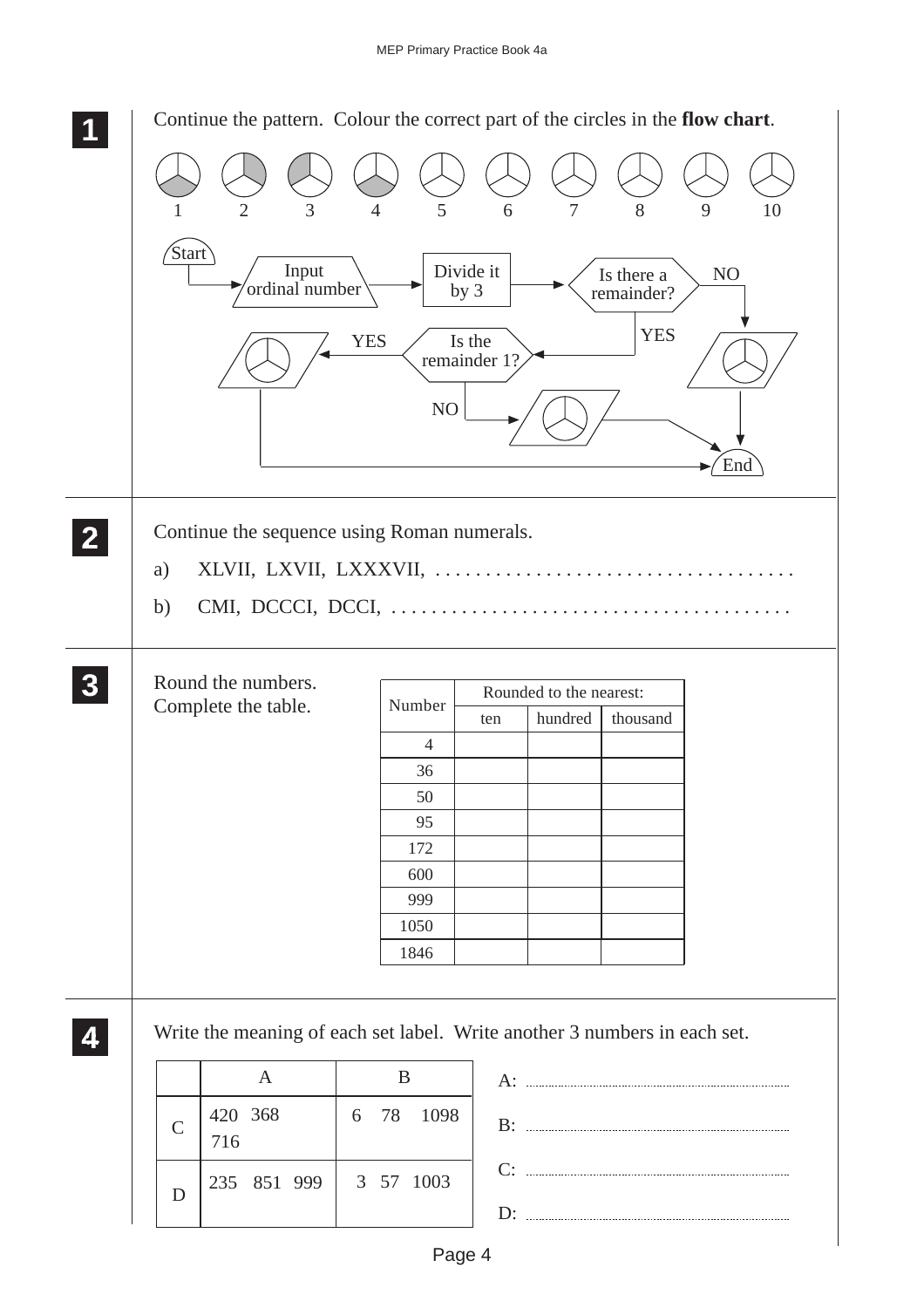**1** Continue the pattern. Colour the correct part of the circles in the **flow chart**.

1 2 3 4 5 6 7 8 9 10

Start → Input ordinal number → Divide it by 3 → Is there a remainder?

NO → End

YES → Is the remainder 1?

YES → End

NO → End

**2** Continue the sequence using Roman numerals.

a) XLVII, LXVII, LXXXVII, . . . . . . . . . . . . . . . . . . . . . . . . . . . . . . . . . . . .

b) CMI, DCCCI, DCCI, . . . . . . . . . . . . . . . . . . . . . . . . . . . . . . . . . . . . . . .

**3** Round the numbers.
Complete the table.

| Number | Rounded to the nearest: | | |
|---|---|---|---|
| | ten | hundred | thousand |
| 4 | | | |
| 36 | | | |
| 50 | | | |
| 95 | | | |
| 172 | | | |
| 600 | | | |
| 999 | | | |
| 1050 | | | |
| 1846 | | | |

**4** Write the meaning of each set label. Write another 3 numbers in each set.

| | A | B |
|---|---|---|
| C | 420 368 716 | 6 78 1098 |
| D | 235 851 999 | 3 57 1003 |

A: ..................................................

B: ..................................................

C: ..................................................

D: ..................................................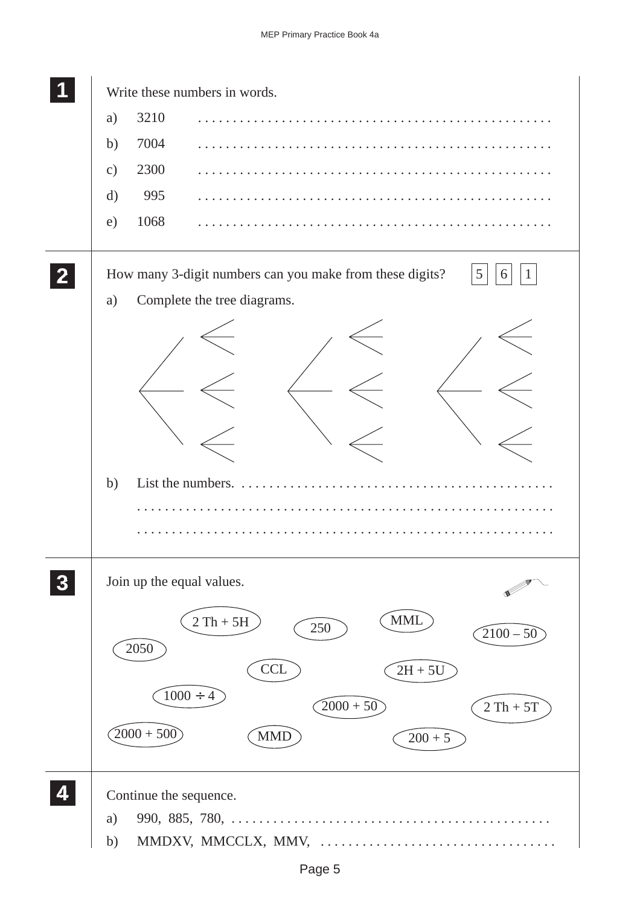**1** Write these numbers in words.

a) 3210 . . . . . . . . . . . . . . . . . . . . . . . . . . . . . . . . . . . . . . . . . . . . . . . .

b) 7004 . . . . . . . . . . . . . . . . . . . . . . . . . . . . . . . . . . . . . . . . . . . . . . . .

c) 2300 . . . . . . . . . . . . . . . . . . . . . . . . . . . . . . . . . . . . . . . . . . . . . . . .

d) 995 . . . . . . . . . . . . . . . . . . . . . . . . . . . . . . . . . . . . . . . . . . . . . . . .

e) 1068 . . . . . . . . . . . . . . . . . . . . . . . . . . . . . . . . . . . . . . . . . . . . . . . .

**2** How many 3-digit numbers can you make from these digits? 5 6 1

a) Complete the tree diagrams.

b) List the numbers. . . . . . . . . . . . . . . . . . . . . . . . . . . . . . . . . . . . . . . . . . . .

. . . . . . . . . . . . . . . . . . . . . . . . . . . . . . . . . . . . . . . . . . . . . . . . . . . . . . . .

. . . . . . . . . . . . . . . . . . . . . . . . . . . . . . . . . . . . . . . . . . . . . . . . . . . . . . . .

**3** Join up the equal values.

2 Th + 5H, 250, MML, 2100 – 50, 2050, CCL, 2H + 5U, 1000 ÷ 4, 2000 + 50, 2 Th + 5T, 2000 + 500, MMD, 200 + 5

**4** Continue the sequence.

a) 990, 885, 780, . . . . . . . . . . . . . . . . . . . . . . . . . . . . . . . . . . . . . . . . . . . . .

b) MMDXV, MMCCLX, MMV, . . . . . . . . . . . . . . . . . . . . . . . . . . . . . . . . .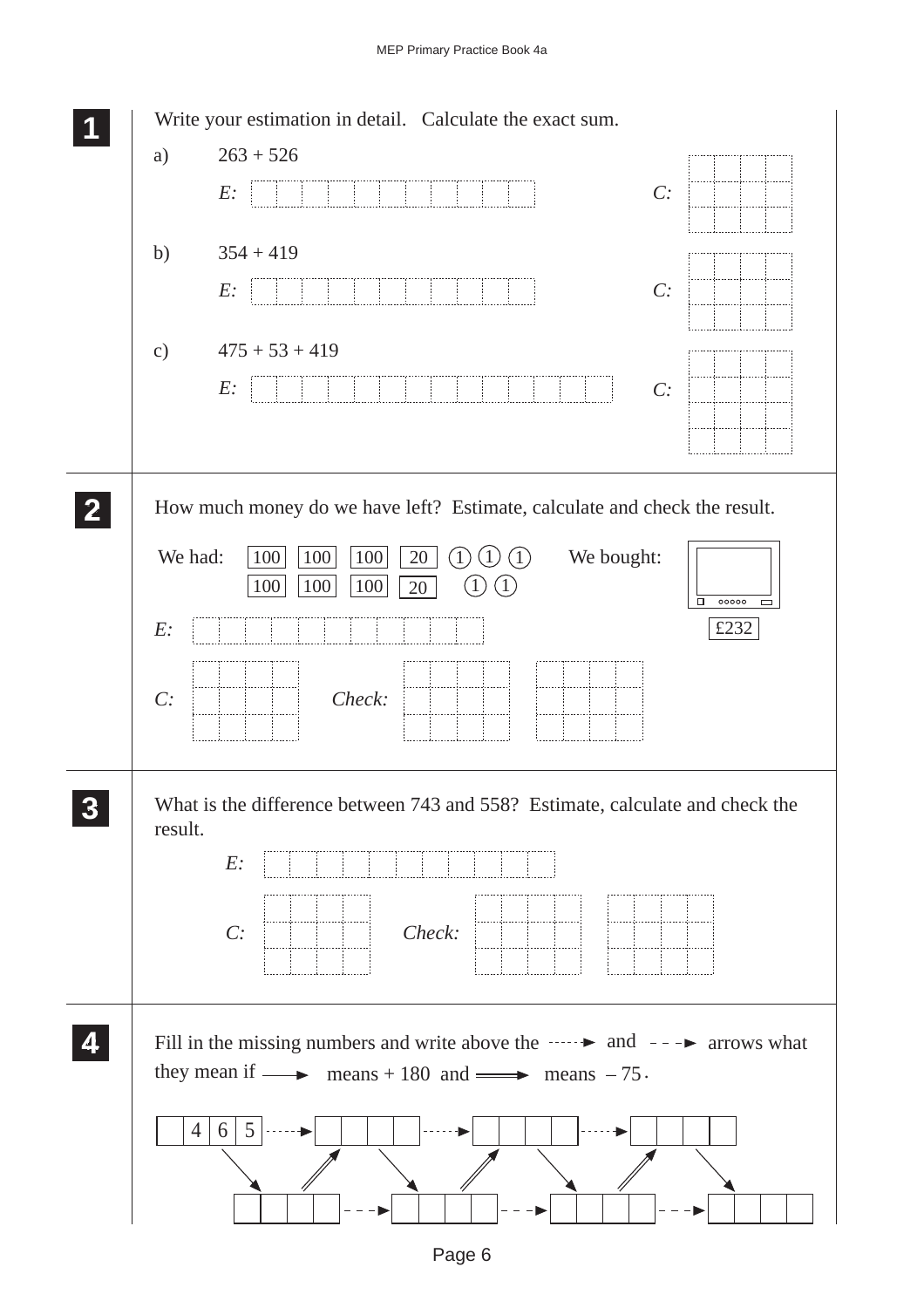**1** Write your estimation in detail. Calculate the exact sum.

a) 263 + 526

*E:* 

*C:*

b) 354 + 419

*E:* 

*C:*

c) 475 + 53 + 419

*E:* 

*C:*

**2** How much money do we have left? Estimate, calculate and check the result.

We had: 100 100 100 20 1 1 1
100 100 100 20 1 1

We bought: £232

*E:* 

*C:* 

*Check:*

**3** What is the difference between 743 and 558? Estimate, calculate and check the result.

*E:* 

*C:* 

*Check:*

**4** Fill in the missing numbers and write above the ⇢ and – – ► arrows what they mean if ⟶ means + 180 and ⟹ means – 75 .

465 ⇢ ___ ⇢ ___ ⇢ ___

___ – – ► ___ – – ► ___ – – ► ___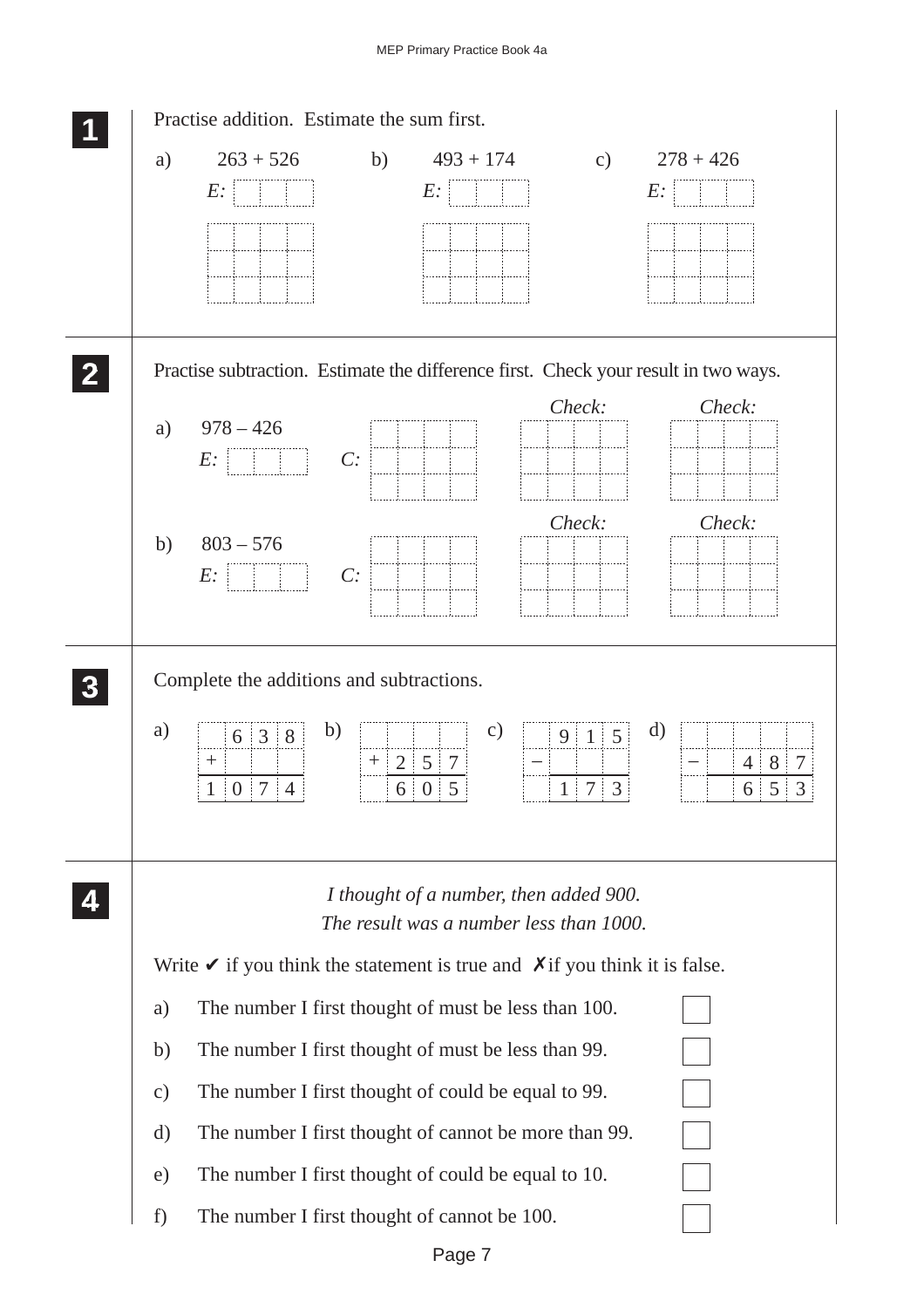**1** Practise addition. Estimate the sum first.

a) 263 + 526 &nbsp;&nbsp;&nbsp; *E:*

b) 493 + 174 &nbsp;&nbsp;&nbsp; *E:*

c) 278 + 426 &nbsp;&nbsp;&nbsp; *E:*

---

**2** Practise subtraction. Estimate the difference first. Check your result in two ways.

a) 978 – 426 &nbsp;&nbsp;&nbsp; *E:* &nbsp;&nbsp;&nbsp; *C:* &nbsp;&nbsp;&nbsp; *Check:* &nbsp;&nbsp;&nbsp; *Check:*

b) 803 – 576 &nbsp;&nbsp;&nbsp; *E:* &nbsp;&nbsp;&nbsp; *C:* &nbsp;&nbsp;&nbsp; *Check:* &nbsp;&nbsp;&nbsp; *Check:*

---

**3** Complete the additions and subtractions.

a)

|   | 6 | 3 | 8 |
|---|---|---|---|
| + |   |   |   |
| 1 | 0 | 7 | 4 |

b)

|   |   |   |   |
|---|---|---|---|
| + | 2 | 5 | 7 |
|   | 6 | 0 | 5 |

c)

|   | 9 | 1 | 5 |
|---|---|---|---|
| – |   |   |   |
|   | 1 | 7 | 3 |

d)

|   |   |   |   |   |
|---|---|---|---|---|
| – |   | 4 | 8 | 7 |
|   |   | 6 | 5 | 3 |

---

**4**

*I thought of a number, then added 900.*
*The result was a number less than 1000.*

Write ✔ if you think the statement is true and ✗ if you think it is false.

a) The number I first thought of must be less than 100. ☐

b) The number I first thought of must be less than 99. ☐

c) The number I first thought of could be equal to 99. ☐

d) The number I first thought of cannot be more than 99. ☐

e) The number I first thought of could be equal to 10. ☐

f) The number I first thought of cannot be 100. ☐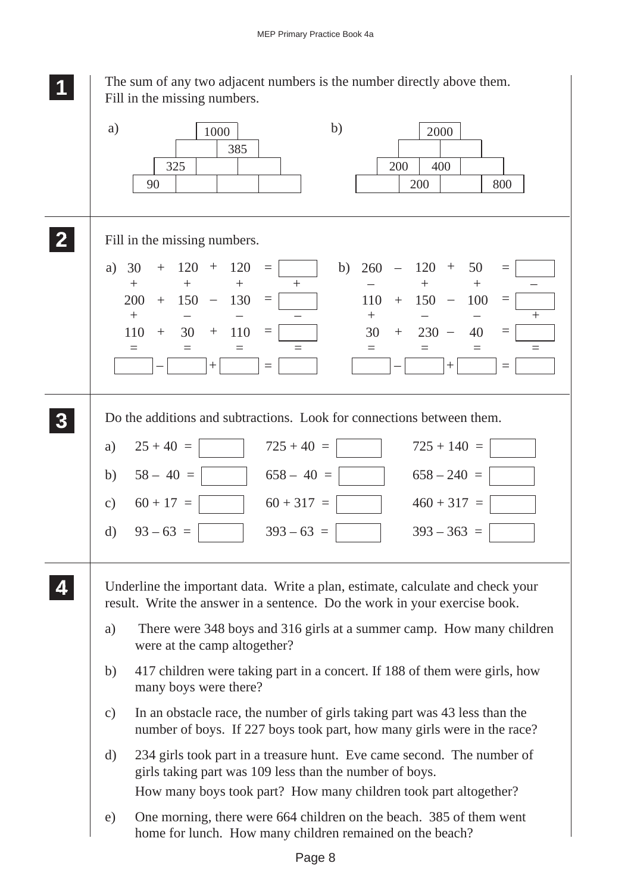**1** The sum of any two adjacent numbers is the number directly above them. Fill in the missing numbers.

a)

| | | | |
|---|---|---|---|
| | 1000 | | |
| | | 385 | |
| | 325 | | |
| 90 | | | |

b)

| | | | |
|---|---|---|---|
| | 2000 | | |
| | | | |
| 200 | 400 | | |
| | 200 | | 800 |

**2** Fill in the missing numbers.

a)

| | | | | | | | |
|---|---|---|---|---|---|---|---|
| 30 | + | 120 | + | 120 | = | ☐ | |
| + | | + | | + | | + | |
| 200 | + | 150 | – | 130 | = | ☐ | |
| + | | – | | – | | – | |
| 110 | + | 30 | + | 110 | = | ☐ | |
| = | | = | | = | | = | |
| ☐ | – | ☐ | + | ☐ | = | ☐ | |

b)

| | | | | | | | |
|---|---|---|---|---|---|---|---|
| 260 | – | 120 | + | 50 | = | ☐ | |
| – | | + | | + | | – | |
| 110 | + | 150 | – | 100 | = | ☐ | |
| + | | – | | – | | + | |
| 30 | + | 230 | – | 40 | = | ☐ | |
| = | | = | | = | | = | |
| ☐ | – | ☐ | + | ☐ | = | ☐ | |

**3** Do the additions and subtractions. Look for connections between them.

a) 25 + 40 = ☐ &nbsp;&nbsp; 725 + 40 = ☐ &nbsp;&nbsp; 725 + 140 = ☐

b) 58 – 40 = ☐ &nbsp;&nbsp; 658 – 40 = ☐ &nbsp;&nbsp; 658 – 240 = ☐

c) 60 + 17 = ☐ &nbsp;&nbsp; 60 + 317 = ☐ &nbsp;&nbsp; 460 + 317 = ☐

d) 93 – 63 = ☐ &nbsp;&nbsp; 393 – 63 = ☐ &nbsp;&nbsp; 393 – 363 = ☐

**4** Underline the important data. Write a plan, estimate, calculate and check your result. Write the answer in a sentence. Do the work in your exercise book.

a) There were 348 boys and 316 girls at a summer camp. How many children were at the camp altogether?

b) 417 children were taking part in a concert. If 188 of them were girls, how many boys were there?

c) In an obstacle race, the number of girls taking part was 43 less than the number of boys. If 227 boys took part, how many girls were in the race?

d) 234 girls took part in a treasure hunt. Eve came second. The number of girls taking part was 109 less than the number of boys.
How many boys took part? How many children took part altogether?

e) One morning, there were 664 children on the beach. 385 of them went home for lunch. How many children remained on the beach?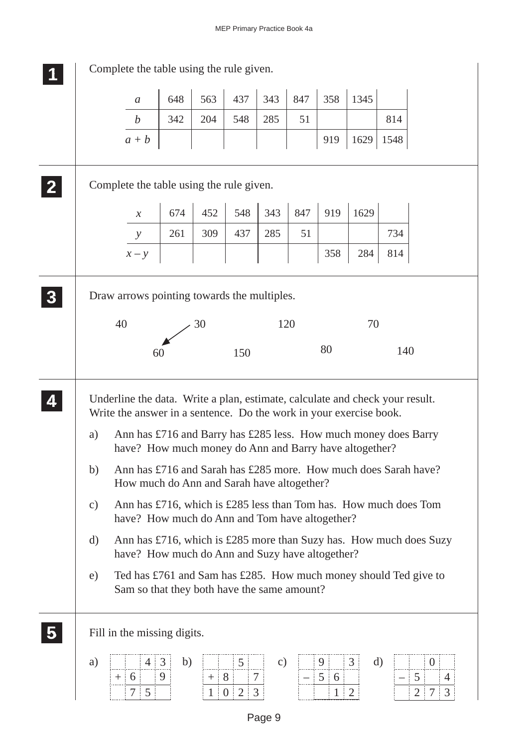**1** Complete the table using the rule given.

| $a$ | 648 | 563 | 437 | 343 | 847 | 358 | 1345 | |
|---|---|---|---|---|---|---|---|---|
| $b$ | 342 | 204 | 548 | 285 | 51 | | | 814 |
| $a + b$ | | | | | | 919 | 1629 | 1548 |

**2** Complete the table using the rule given.

| $x$ | 674 | 452 | 548 | 343 | 847 | 919 | 1629 | |
|---|---|---|---|---|---|---|---|---|
| $y$ | 261 | 309 | 437 | 285 | 51 | | | 734 |
| $x - y$ | | | | | | 358 | 284 | 814 |

**3** Draw arrows pointing towards the multiples.

40 30 120 70

60 150 80 140

**4** Underline the data. Write a plan, estimate, calculate and check your result. Write the answer in a sentence. Do the work in your exercise book.

a) Ann has £716 and Barry has £285 less. How much money does Barry have? How much money do Ann and Barry have altogether?

b) Ann has £716 and Sarah has £285 more. How much does Sarah have? How much do Ann and Sarah have altogether?

c) Ann has £716, which is £285 less than Tom has. How much does Tom have? How much do Ann and Tom have altogether?

d) Ann has £716, which is £285 more than Suzy has. How much does Suzy have? How much do Ann and Suzy have altogether?

e) Ted has £761 and Sam has £285. How much money should Ted give to Sam so that they both have the same amount?

**5** Fill in the missing digits.

a)

| | | | |
|---|---|---|---|
| | | 4 | 3 |
| + | 6 | | 9 |
| | 7 | 5 | |

b)

| | | | |
|---|---|---|---|
| | | 5 | |
| + | 8 | | 7 |
| 1 | 0 | 2 | 3 |

c)

| | | | |
|---|---|---|---|
| | 9 | | 3 |
| – | 5 | 6 | |
| | | 1 | 2 |

d)

| | | | |
|---|---|---|---|
| | | 0 | |
| – | 5 | | 4 |
| | 2 | 7 | 3 |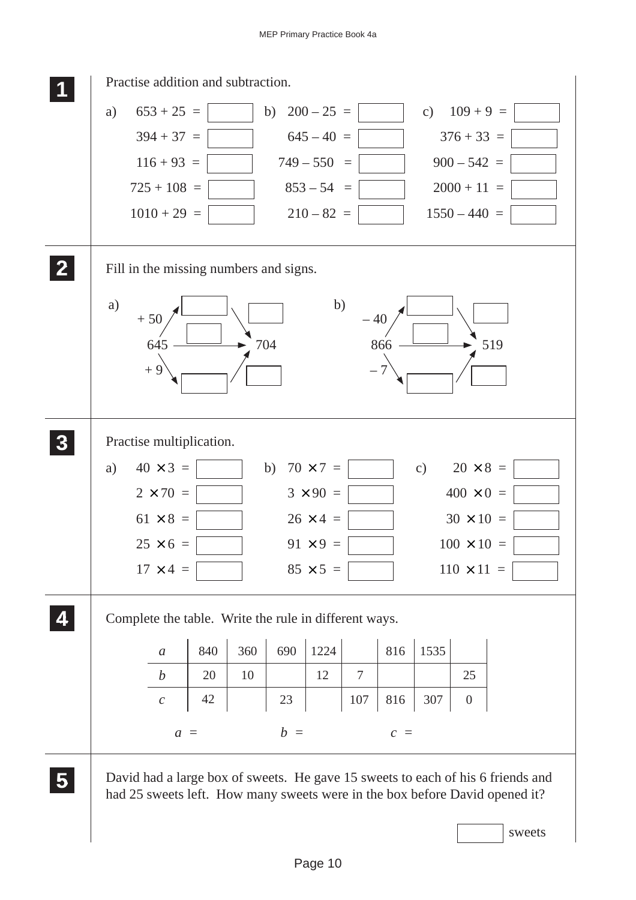**1** Practise addition and subtraction.

a) $653 + 25 =$ ☐
$394 + 37 =$ ☐
$116 + 93 =$ ☐
$725 + 108 =$ ☐
$1010 + 29 =$ ☐

b) $200 - 25 =$ ☐
$645 - 40 =$ ☐
$749 - 550 =$ ☐
$853 - 54 =$ ☐
$210 - 82 =$ ☐

c) $109 + 9 =$ ☐
$376 + 33 =$ ☐
$900 - 542 =$ ☐
$2000 + 11 =$ ☐
$1550 - 440 =$ ☐

**2** Fill in the missing numbers and signs.

a) 645 → ☐ → 704 ; 645 → + 50 → ☐ → ☐ → 704 ; 645 → + 9 → ☐ → ☐ → 704

b) 866 → ☐ → 519 ; 866 → – 40 → ☐ → ☐ → 519 ; 866 → – 7 → ☐ → ☐ → 519

**3** Practise multiplication.

a) $40 \times 3 =$ ☐
$2 \times 70 =$ ☐
$61 \times 8 =$ ☐
$25 \times 6 =$ ☐
$17 \times 4 =$ ☐

b) $70 \times 7 =$ ☐
$3 \times 90 =$ ☐
$26 \times 4 =$ ☐
$91 \times 9 =$ ☐
$85 \times 5 =$ ☐

c) $20 \times 8 =$ ☐
$400 \times 0 =$ ☐
$30 \times 10 =$ ☐
$100 \times 10 =$ ☐
$110 \times 11 =$ ☐

**4** Complete the table. Write the rule in different ways.

| $a$ | 840 | 360 | 690 | 1224 | | 816 | 1535 | |
|---|---|---|---|---|---|---|---|---|
| $b$ | 20 | 10 | | 12 | 7 | | | 25 |
| $c$ | 42 | | 23 | | 107 | 816 | 307 | 0 |

$a =$ $b =$ $c =$

**5** David had a large box of sweets. He gave 15 sweets to each of his 6 friends and had 25 sweets left. How many sweets were in the box before David opened it?

☐ sweets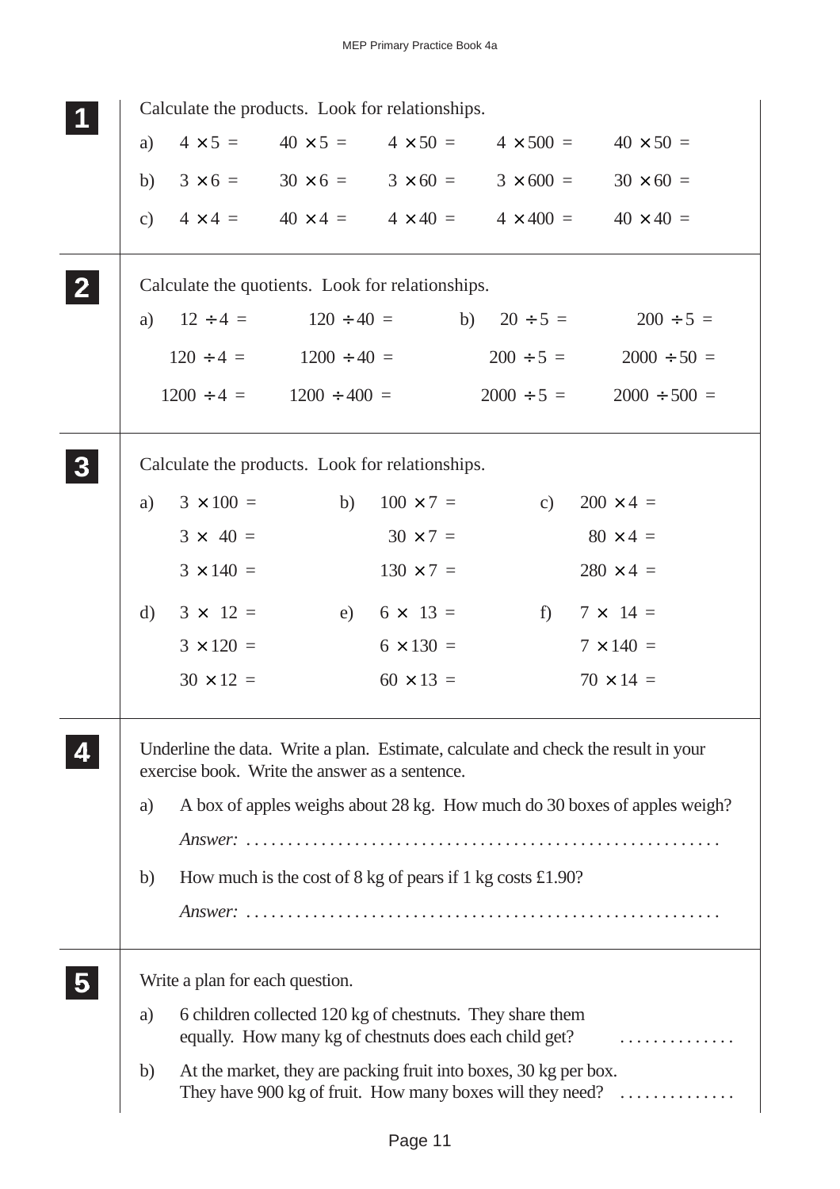**1** Calculate the products. Look for relationships.

a) $4 \times 5 =$ $\quad 40 \times 5 =$ $\quad 4 \times 50 =$ $\quad 4 \times 500 =$ $\quad 40 \times 50 =$

b) $3 \times 6 =$ $\quad 30 \times 6 =$ $\quad 3 \times 60 =$ $\quad 3 \times 600 =$ $\quad 30 \times 60 =$

c) $4 \times 4 =$ $\quad 40 \times 4 =$ $\quad 4 \times 40 =$ $\quad 4 \times 400 =$ $\quad 40 \times 40 =$

---

**2** Calculate the quotients. Look for relationships.

a) $12 \div 4 =$ $\quad 120 \div 40 =$

$120 \div 4 =$ $\quad 1200 \div 40 =$

$1200 \div 4 =$ $\quad 1200 \div 400 =$

b) $20 \div 5 =$ $\quad 200 \div 5 =$

$200 \div 5 =$ $\quad 2000 \div 50 =$

$2000 \div 5 =$ $\quad 2000 \div 500 =$

---

**3** Calculate the products. Look for relationships.

a) $3 \times 100 =$

$3 \times 40 =$

$3 \times 140 =$

b) $100 \times 7 =$

$30 \times 7 =$

$130 \times 7 =$

c) $200 \times 4 =$

$80 \times 4 =$

$280 \times 4 =$

d) $3 \times 12 =$

$3 \times 120 =$

$30 \times 12 =$

e) $6 \times 13 =$

$6 \times 130 =$

$60 \times 13 =$

f) $7 \times 14 =$

$7 \times 140 =$

$70 \times 14 =$

---

**4** Underline the data. Write a plan. Estimate, calculate and check the result in your exercise book. Write the answer as a sentence.

a) A box of apples weighs about 28 kg. How much do 30 boxes of apples weigh?

*Answer:* ........................................................

b) How much is the cost of 8 kg of pears if 1 kg costs £1.90?

*Answer:* ........................................................

---

**5** Write a plan for each question.

a) 6 children collected 120 kg of chestnuts. They share them equally. How many kg of chestnuts does each child get? .............

b) At the market, they are packing fruit into boxes, 30 kg per box. They have 900 kg of fruit. How many boxes will they need? .............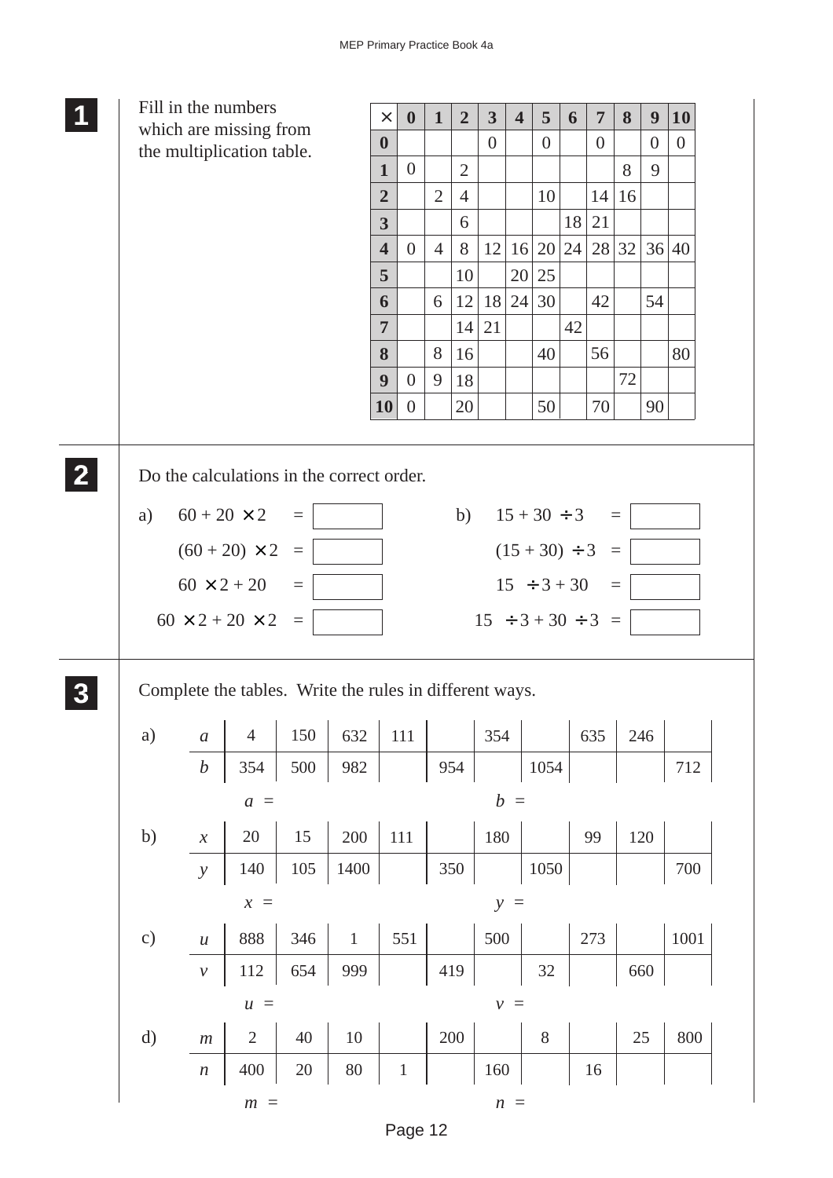**1** Fill in the numbers which are missing from the multiplication table.

| × | 0 | 1 | 2 | 3 | 4 | 5 | 6 | 7 | 8 | 9 | 10 |
|---|---|---|---|---|---|---|---|---|---|---|---|
| **0** | | | | 0 | | 0 | | 0 | | 0 | 0 |
| **1** | 0 | | 2 | | | | | | 8 | 9 | |
| **2** | | 2 | 4 | | | 10 | | 14 | 16 | | |
| **3** | | | 6 | | | | 18 | 21 | | | |
| **4** | 0 | 4 | 8 | 12 | 16 | 20 | 24 | 28 | 32 | 36 | 40 |
| **5** | | | 10 | | 20 | 25 | | | | | |
| **6** | | 6 | 12 | 18 | 24 | 30 | | 42 | | 54 | |
| **7** | | | 14 | 21 | | | 42 | | | | |
| **8** | | 8 | 16 | | | 40 | | 56 | | | 80 |
| **9** | 0 | 9 | 18 | | | | | | 72 | | |
| **10** | 0 | | 20 | | | 50 | | 70 | | 90 | |

**2** Do the calculations in the correct order.

a)
- $60 + 20 \times 2 =$ ☐
- $(60 + 20) \times 2 =$ ☐
- $60 \times 2 + 20 =$ ☐
- $60 \times 2 + 20 \times 2 =$ ☐

b)
- $15 + 30 \div 3 =$ ☐
- $(15 + 30) \div 3 =$ ☐
- $15 \div 3 + 30 =$ ☐
- $15 \div 3 + 30 \div 3 =$ ☐

**3** Complete the tables. Write the rules in different ways.

a)

| $a$ | 4 | 150 | 632 | 111 | | 354 | | 635 | 246 | |
|---|---|---|---|---|---|---|---|---|---|---|
| $b$ | 354 | 500 | 982 | | 954 | | 1054 | | | 712 |

$a =$ $b =$

b)

| $x$ | 20 | 15 | 200 | 111 | | 180 | | 99 | 120 | |
|---|---|---|---|---|---|---|---|---|---|---|
| $y$ | 140 | 105 | 1400 | | 350 | | 1050 | | | 700 |

$x =$ $y =$

c)

| $u$ | 888 | 346 | 1 | 551 | | 500 | | 273 | | 1001 |
|---|---|---|---|---|---|---|---|---|---|---|
| $v$ | 112 | 654 | 999 | | 419 | | 32 | | 660 | |

$u =$ $v =$

d)

| $m$ | 2 | 40 | 10 | | 200 | | 8 | | 25 | 800 |
|---|---|---|---|---|---|---|---|---|---|---|
| $n$ | 400 | 20 | 80 | 1 | | 160 | | 16 | | |

$m =$ $n =$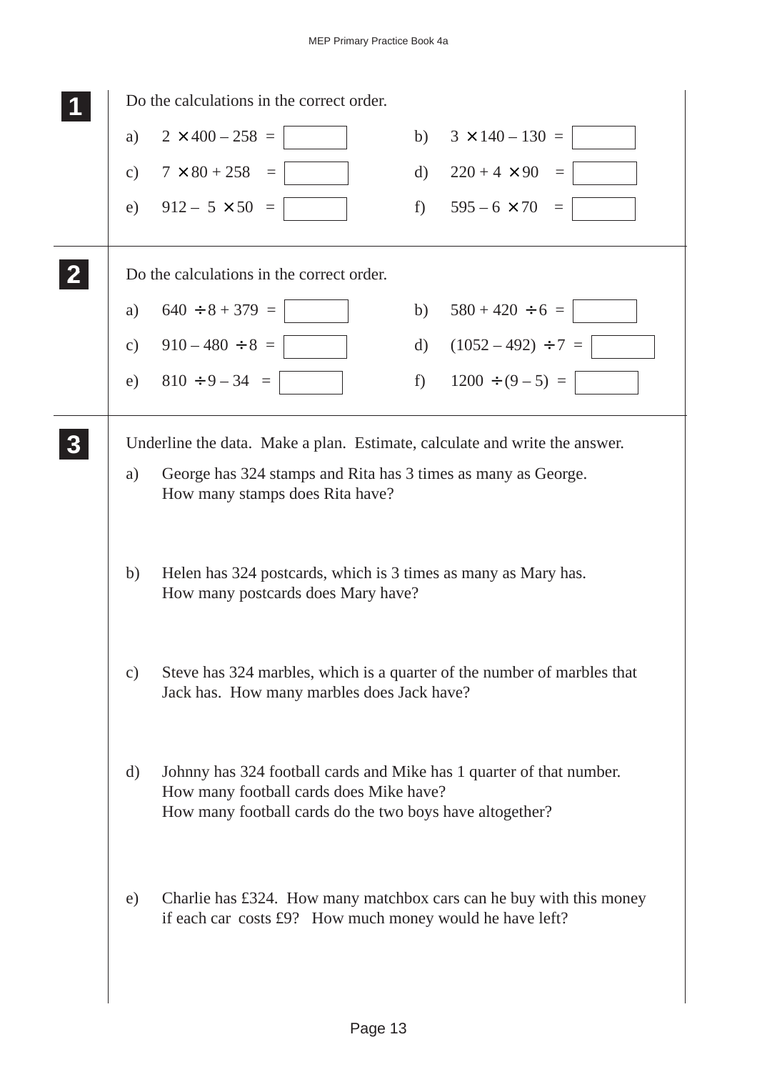**1** Do the calculations in the correct order.

a) $2 \times 400 - 258 =$ ☐

b) $3 \times 140 - 130 =$ ☐

c) $7 \times 80 + 258 =$ ☐

d) $220 + 4 \times 90 =$ ☐

e) $912 - 5 \times 50 =$ ☐

f) $595 - 6 \times 70 =$ ☐

**2** Do the calculations in the correct order.

a) $640 \div 8 + 379 =$ ☐

b) $580 + 420 \div 6 =$ ☐

c) $910 - 480 \div 8 =$ ☐

d) $(1052 - 492) \div 7 =$ ☐

e) $810 \div 9 - 34 =$ ☐

f) $1200 \div (9 - 5) =$ ☐

**3** Underline the data. Make a plan. Estimate, calculate and write the answer.

a) George has 324 stamps and Rita has 3 times as many as George.
How many stamps does Rita have?

b) Helen has 324 postcards, which is 3 times as many as Mary has.
How many postcards does Mary have?

c) Steve has 324 marbles, which is a quarter of the number of marbles that Jack has. How many marbles does Jack have?

d) Johnny has 324 football cards and Mike has 1 quarter of that number.
How many football cards does Mike have?
How many football cards do the two boys have altogether?

e) Charlie has £324. How many matchbox cars can he buy with this money if each car costs £9? How much money would he have left?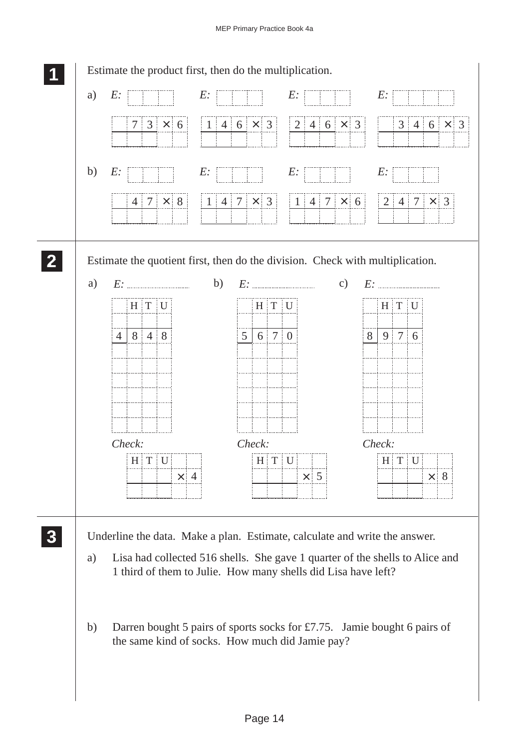**1** Estimate the product first, then do the multiplication.

a) *E:* ______ *E:* ______ *E:* ______ *E:* ______

$73 \times 6$ $146 \times 3$ $246 \times 3$ $346 \times 3$

b) *E:* ______ *E:* ______ *E:* ______ *E:* ______

$47 \times 8$ $147 \times 3$ $147 \times 6$ $247 \times 3$

**2** Estimate the quotient first, then do the division. Check with multiplication.

a) *E:* ______

| | H | T | U |
|---|---|---|---|
| | | | |
| 4 | 8 | 4 | 8 |

*Check:* H T U $\times 4$

b) *E:* ______

| | H | T | U |
|---|---|---|---|
| | | | |
| 5 | 6 | 7 | 0 |

*Check:* H T U $\times 5$

c) *E:* ______

| | H | T | U |
|---|---|---|---|
| | | | |
| 8 | 9 | 7 | 6 |

*Check:* H T U $\times 8$

**3** Underline the data. Make a plan. Estimate, calculate and write the answer.

a) Lisa had collected 516 shells. She gave 1 quarter of the shells to Alice and 1 third of them to Julie. How many shells did Lisa have left?

b) Darren bought 5 pairs of sports socks for £7.75. Jamie bought 6 pairs of the same kind of socks. How much did Jamie pay?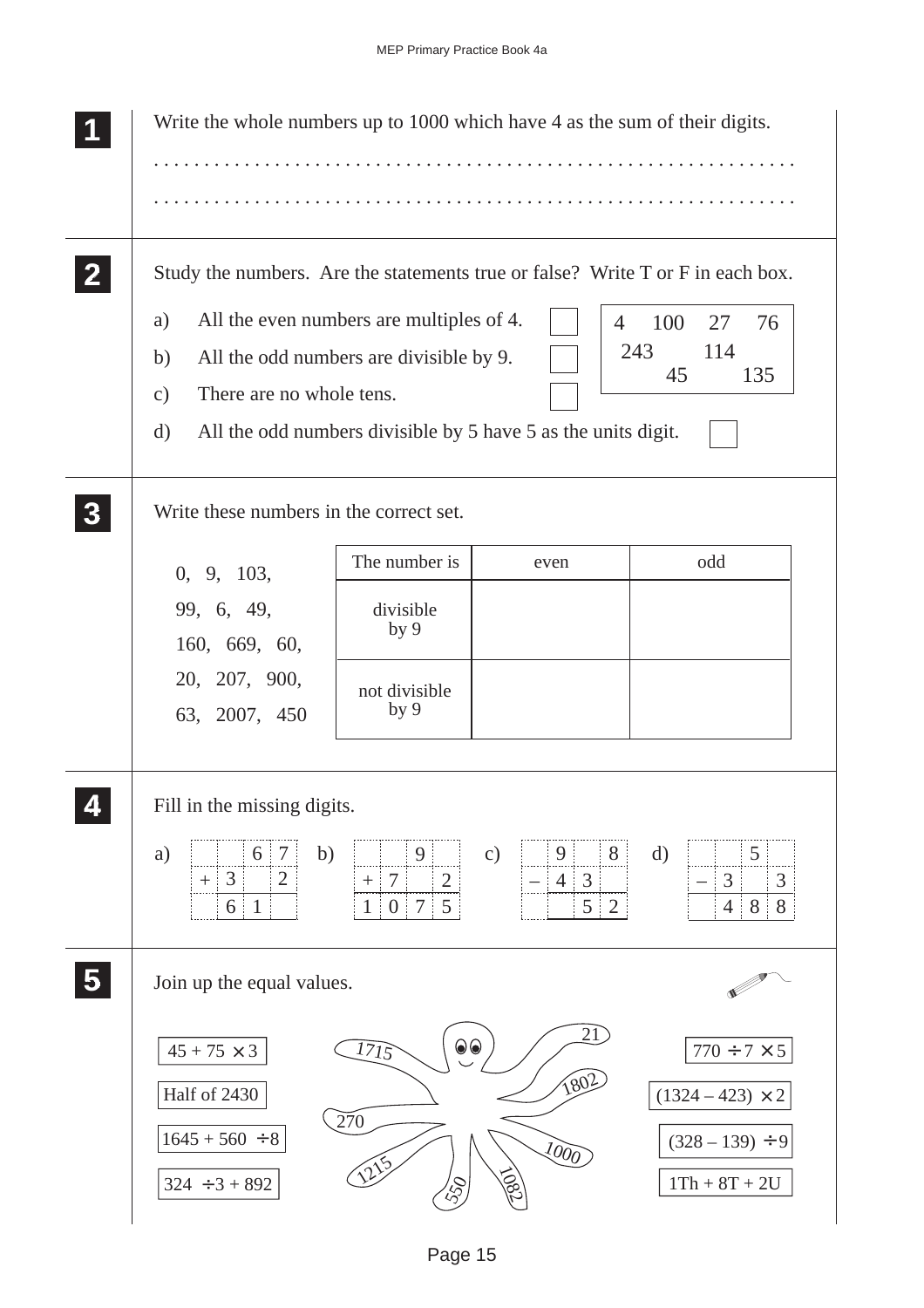**1** Write the whole numbers up to 1000 which have 4 as the sum of their digits.

. . . . . . . . . . . . . . . . . . . . . . . . . . . . . . . . . . . . . . . . . . . . . . . . . . . . . . . . . . . . .

. . . . . . . . . . . . . . . . . . . . . . . . . . . . . . . . . . . . . . . . . . . . . . . . . . . . . . . . . . . . .

**2** Study the numbers. Are the statements true or false? Write T or F in each box.

4 100 27 76
243 114
45 135

a) All the even numbers are multiples of 4. ☐

b) All the odd numbers are divisible by 9. ☐

c) There are no whole tens. ☐

d) All the odd numbers divisible by 5 have 5 as the units digit. ☐

**3** Write these numbers in the correct set.

0, 9, 103,
99, 6, 49,
160, 669, 60,
20, 207, 900,
63, 2007, 450

| The number is | even | odd |
|---|---|---|
| divisible by 9 | | |
| not divisible by 9 | | |

**4** Fill in the missing digits.

a)

| | | | |
|---|---|---|---|
| | | 6 | 7 |
| + | 3 | | 2 |
| | 6 | 1 | |

b)

| | | | |
|---|---|---|---|
| | | 9 | |
| + | 7 | | 2 |
| 1 | 0 | 7 | 5 |

c)

| | | | |
|---|---|---|---|
| | 9 | | 8 |
| – | 4 | 3 | |
| | | 5 | 2 |

d)

| | | | |
|---|---|---|---|
| | | 5 | |
| – | 3 | | 3 |
| | 4 | 8 | 8 |

**5** Join up the equal values.

$45 + 75 \times 3$

Half of 2430

$1645 + 560 \div 8$

$324 \div 3 + 892$

1715 21 1802 270 1000 1215 550 1082

$770 \div 7 \times 5$

$(1324 - 423) \times 2$

$(328 - 139) \div 9$

1Th + 8T + 2U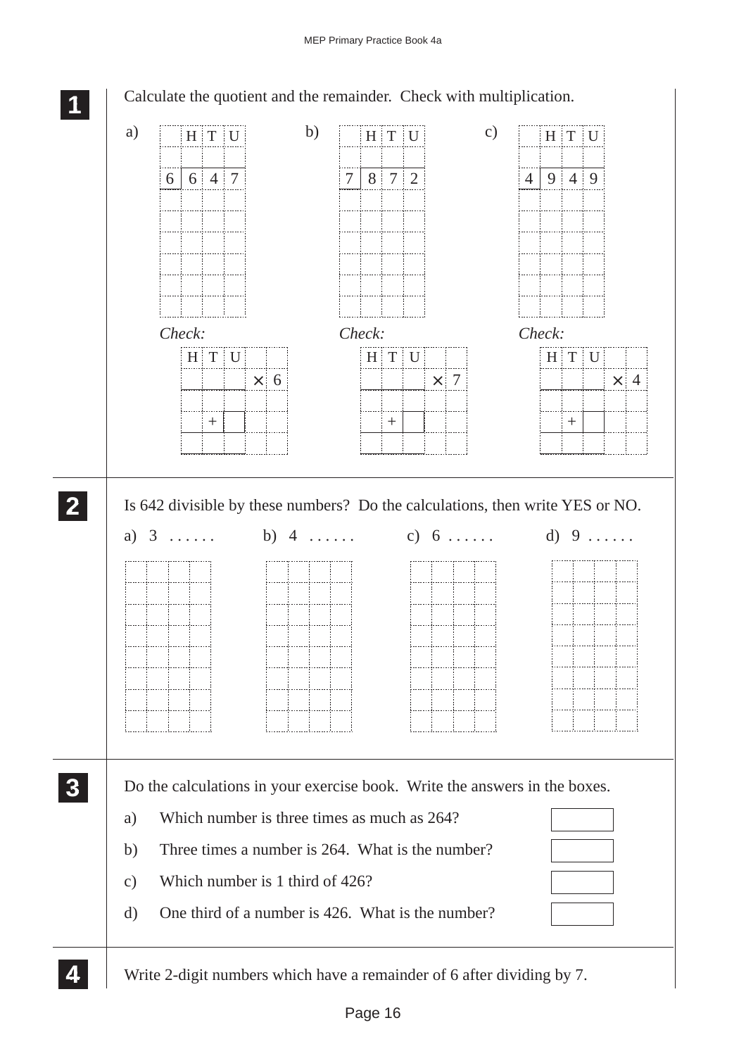**1** Calculate the quotient and the remainder. Check with multiplication.

a)

| | H | T | U |
|---|---|---|---|
| | | | |
| 6 | 6 | 4 | 7 |

*Check:*

| H | T | U | | |
|---|---|---|---|---|
| | | | × | 6 |
| | | | | |
| | + | | | |
| | | | | |

b)

| | H | T | U |
|---|---|---|---|
| | | | |
| 7 | 8 | 7 | 2 |

*Check:*

| H | T | U | | |
|---|---|---|---|---|
| | | | × | 7 |
| | | | | |
| | + | | | |
| | | | | |

c)

| | H | T | U |
|---|---|---|---|
| | | | |
| 4 | 9 | 4 | 9 |

*Check:*

| H | T | U | | |
|---|---|---|---|---|
| | | | × | 4 |
| | | | | |
| | + | | | |
| | | | | |

**2** Is 642 divisible by these numbers? Do the calculations, then write YES or NO.

a) 3 . . . . . .   b) 4 . . . . . .   c) 6 . . . . . .   d) 9 . . . . . .

**3** Do the calculations in your exercise book. Write the answers in the boxes.

a) Which number is three times as much as 264? ☐

b) Three times a number is 264. What is the number? ☐

c) Which number is 1 third of 426? ☐

d) One third of a number is 426. What is the number? ☐

**4** Write 2-digit numbers which have a remainder of 6 after dividing by 7.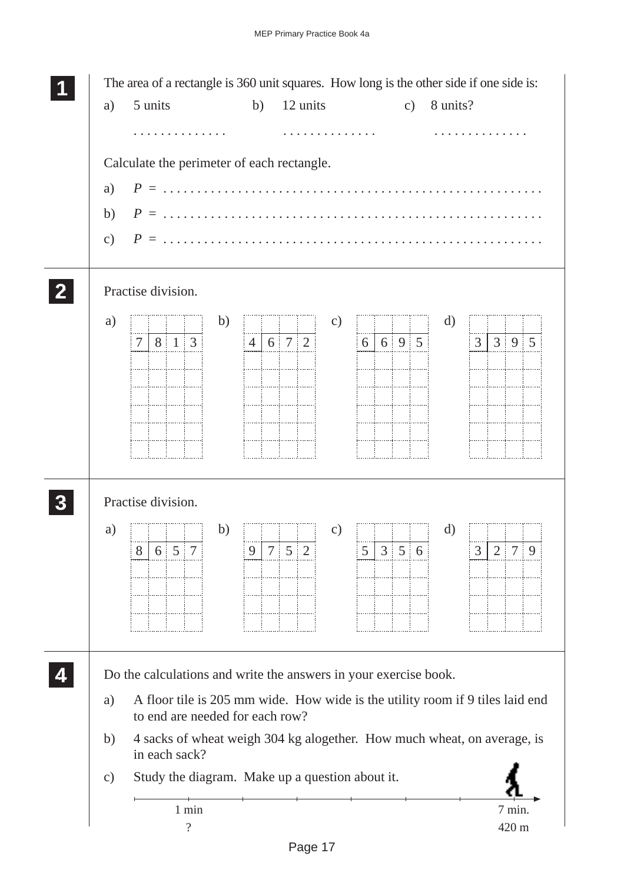**1**

The area of a rectangle is 360 unit squares. How long is the other side if one side is:

a) 5 units  b) 12 units  c) 8 units?

. . . . . . . . . . . . . .  . . . . . . . . . . . . . .  . . . . . . . . . . . . . .

Calculate the perimeter of each rectangle.

a) $P$ = . . . . . . . . . . . . . . . . . . . . . . . . . . . . . . . . . . . . . . . . . . . . . . . . . . .

b) $P$ = . . . . . . . . . . . . . . . . . . . . . . . . . . . . . . . . . . . . . . . . . . . . . . . . . . .

c) $P$ = . . . . . . . . . . . . . . . . . . . . . . . . . . . . . . . . . . . . . . . . . . . . . . . . . . .

**2**

Practise division.

a) 7 | 8 1 3  b) 4 | 6 7 2  c) 6 | 6 9 5  d) 3 | 3 9 5

**3**

Practise division.

a) 8 | 6 5 7  b) 9 | 7 5 2  c) 5 | 3 5 6  d) 3 | 2 7 9

**4**

Do the calculations and write the answers in your exercise book.

a) A floor tile is 205 mm wide. How wide is the utility room if 9 tiles laid end to end are needed for each row?

b) 4 sacks of wheat weigh 304 kg alogether. How much wheat, on average, is in each sack?

c) Study the diagram. Make up a question about it.

1 min — ?  7 min. — 420 m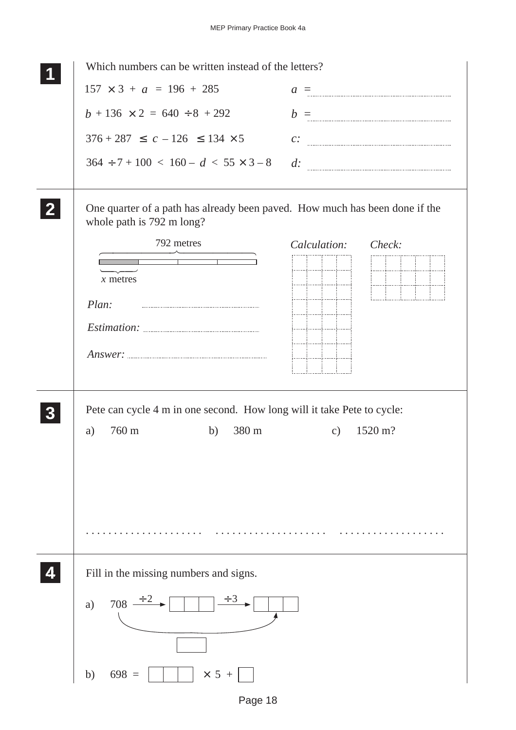**1** Which numbers can be written instead of the letters?

$157 \times 3 + a = 196 + 285$ $\quad a =$ ..................

$b + 136 \times 2 = 640 \div 8 + 292$ $\quad b =$ ..................

$376 + 287 \leq c - 126 \leq 134 \times 5$ $\quad c$: ..................

$364 \div 7 + 100 < 160 - d < 55 \times 3 - 8$ $\quad d$: ..................

---

**2** One quarter of a path has already been paved. How much has been done if the whole path is 792 m long?

792 metres

$x$ metres

*Plan:* ..................

*Estimation:* ..................

*Answer:* ..................

*Calculation:*

*Check:*

---

**3** Pete can cycle 4 m in one second. How long will it take Pete to cycle:

a) 760 m b) 380 m c) 1520 m?

.................... .................... ....................

---

**4** Fill in the missing numbers and signs.

a) 708 $\xrightarrow{\div 2}$ ☐☐☐ $\xrightarrow{\div 3}$ ☐☐☐ (708 → ☐ → ☐☐☐)

b) $698 =$ ☐☐☐ $\times 5 +$ ☐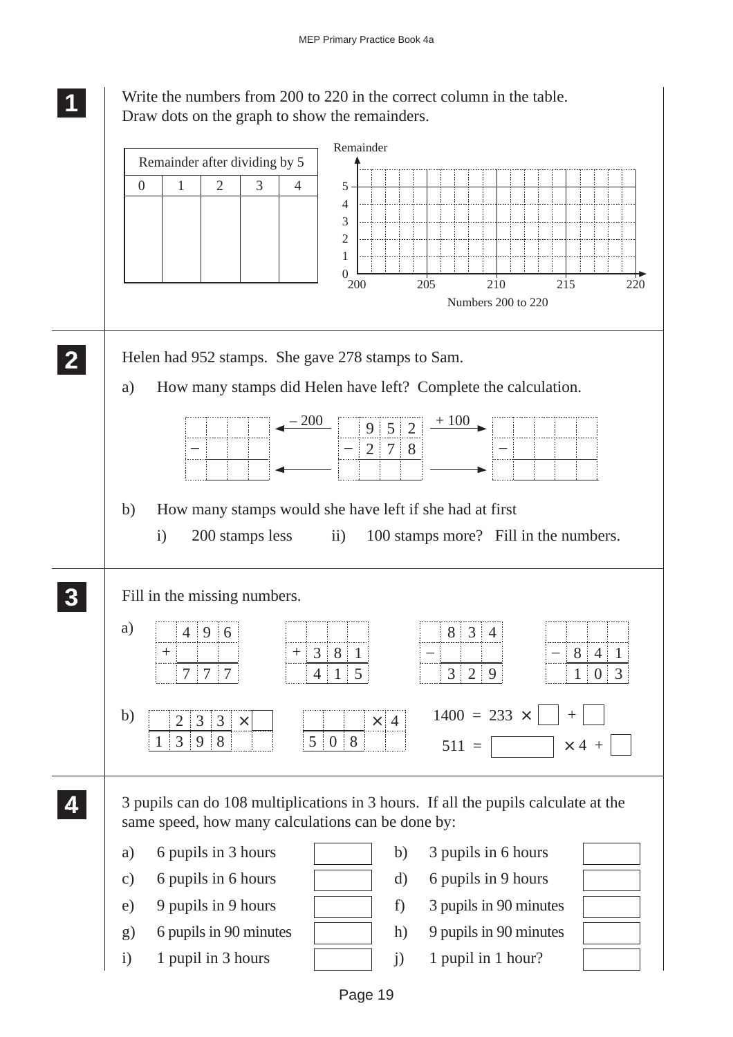**1** Write the numbers from 200 to 220 in the correct column in the table.
Draw dots on the graph to show the remainders.

| Remainder after dividing by 5 | | | | |
|---|---|---|---|---|
| 0 | 1 | 2 | 3 | 4 |
| | | | | |

Remainder (0–5) vs. Numbers 200 to 220 (200, 205, 210, 215, 220)

**2** Helen had 952 stamps. She gave 278 stamps to Sam.

a) How many stamps did Helen have left? Complete the calculation.

| | | | | | – 200 ← | | 9 | 5 | 2 | + 100 → | | | | |
|---|---|---|---|---|---|---|---|---|---|---|---|---|---|---|
| – | | | | | | – | 2 | 7 | 8 | | – | | | |
| | | | | | ← | | | | | → | | | | |

b) How many stamps would she have left if she had at first

i) 200 stamps less ii) 100 stamps more? Fill in the numbers.

**3** Fill in the missing numbers.

a)

$$\begin{array}{r} 496 \\ + \square\square\square \\ \hline 777 \end{array} \qquad \begin{array}{r} \square\square\square \\ + 381 \\ \hline 415 \end{array} \qquad \begin{array}{r} 834 \\ - \square\square\square \\ \hline 329 \end{array} \qquad \begin{array}{r} \square\square\square \\ - 841 \\ \hline 103 \end{array}$$

b)

$233 \times \square = 1398$ $\qquad$ $\square\square\square \times 4 = 508$

$1400 = 233 \times \square + \square$

$511 = \square \times 4 + \square$

**4** 3 pupils can do 108 multiplications in 3 hours. If all the pupils calculate at the same speed, how many calculations can be done by:

a) 6 pupils in 3 hours ☐ b) 3 pupils in 6 hours ☐

c) 6 pupils in 6 hours ☐ d) 6 pupils in 9 hours ☐

e) 9 pupils in 9 hours ☐ f) 3 pupils in 90 minutes ☐

g) 6 pupils in 90 minutes ☐ h) 9 pupils in 90 minutes ☐

i) 1 pupil in 3 hours ☐ j) 1 pupil in 1 hour? ☐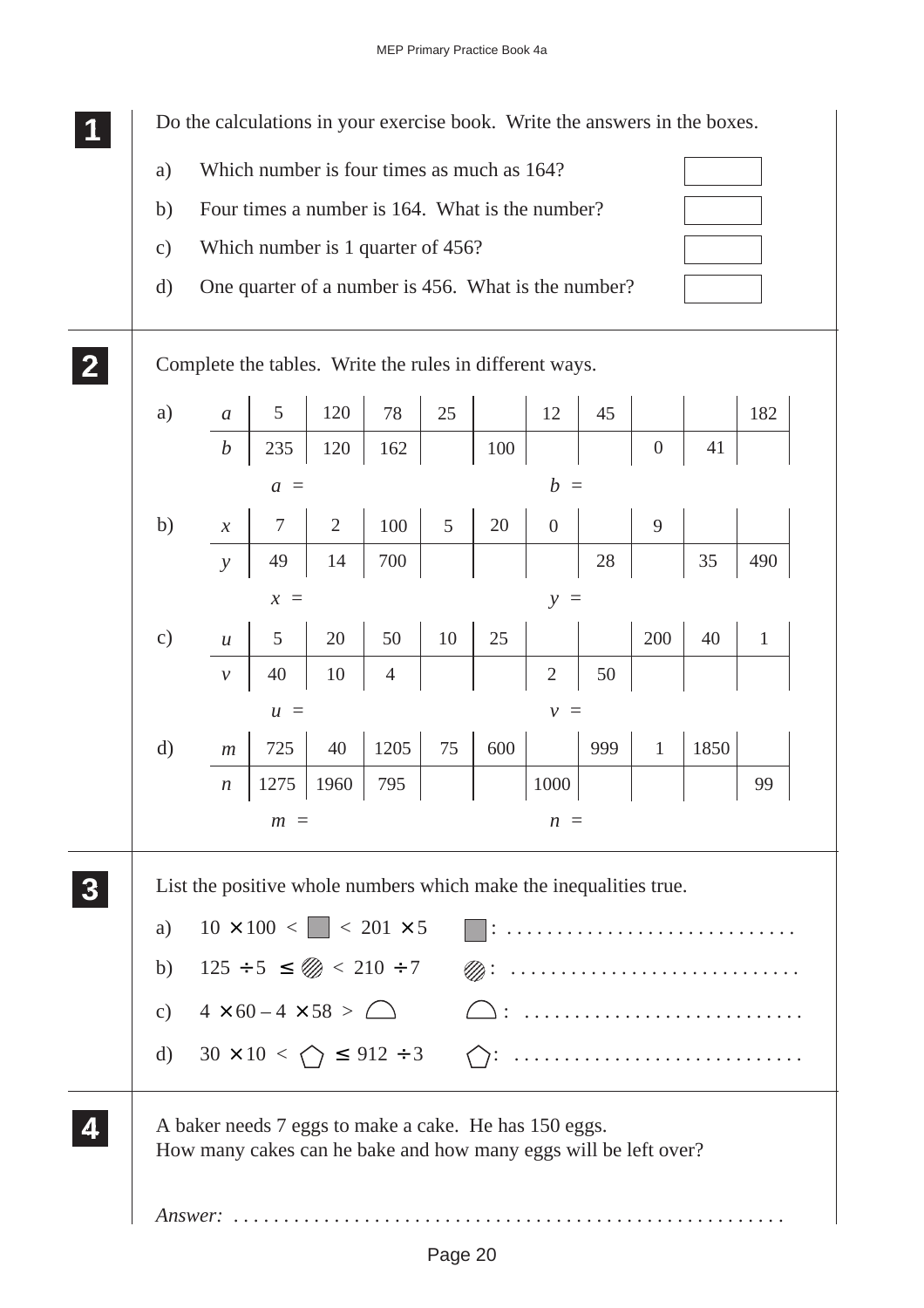**1** Do the calculations in your exercise book. Write the answers in the boxes.

a) Which number is four times as much as 164? [ ]

b) Four times a number is 164. What is the number? [ ]

c) Which number is 1 quarter of 456? [ ]

d) One quarter of a number is 456. What is the number? [ ]

---

**2** Complete the tables. Write the rules in different ways.

a)

| $a$ | 5 | 120 | 78 | 25 | | 12 | 45 | | | 182 |
|---|---|---|---|---|---|---|---|---|---|---|
| $b$ | 235 | 120 | 162 | | 100 | | | 0 | 41 | |

$a$ = $\qquad\qquad$ $b$ =

b)

| $x$ | 7 | 2 | 100 | 5 | 20 | 0 | | 9 | | |
|---|---|---|---|---|---|---|---|---|---|---|
| $y$ | 49 | 14 | 700 | | | | 28 | | 35 | 490 |

$x$ = $\qquad\qquad$ $y$ =

c)

| $u$ | 5 | 20 | 50 | 10 | 25 | | | 200 | 40 | 1 |
|---|---|---|---|---|---|---|---|---|---|---|
| $v$ | 40 | 10 | 4 | | | 2 | 50 | | | |

$u$ = $\qquad\qquad$ $v$ =

d)

| $m$ | 725 | 40 | 1205 | 75 | 600 | | 999 | 1 | 1850 | |
|---|---|---|---|---|---|---|---|---|---|---|
| $n$ | 1275 | 1960 | 795 | | | 1000 | | | | 99 |

$m$ = $\qquad\qquad$ $n$ =

---

**3** List the positive whole numbers which make the inequalities true.

a) $10 \times 100 < ■ < 201 \times 5$ $\qquad$ ■: .............................

b) $125 \div 5 \leq$ ▨ $< 210 \div 7$ $\qquad$ ▨: .............................

c) $4 \times 60 - 4 \times 58 >$ ◠ $\qquad$ ◠: .............................

d) $30 \times 10 <$ ⬠ $\leq 912 \div 3$ $\qquad$ ⬠: .............................

---

**4** A baker needs 7 eggs to make a cake. He has 150 eggs.
How many cakes can he bake and how many eggs will be left over?

*Answer:* ........................................................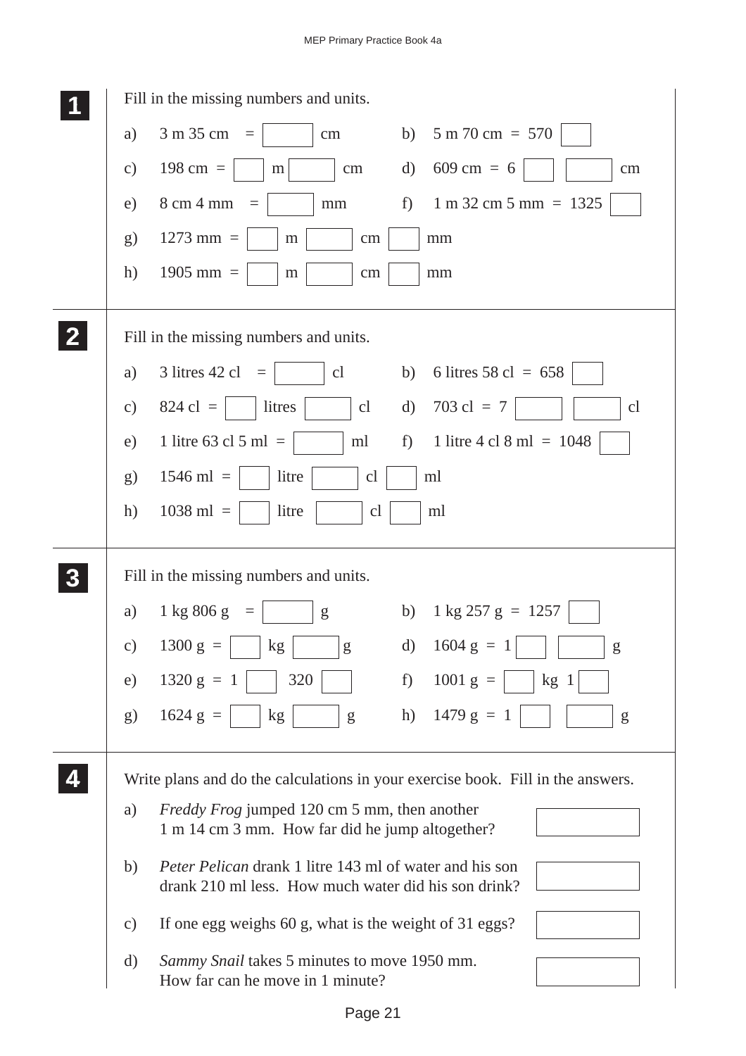## 1

Fill in the missing numbers and units.

a) 3 m 35 cm = [ ] cm

b) 5 m 70 cm = 570 [ ]

c) 198 cm = [ ] m [ ] cm

d) 609 cm = 6 [ ] [ ] cm

e) 8 cm 4 mm = [ ] mm

f) 1 m 32 cm 5 mm = 1325 [ ]

g) 1273 mm = [ ] m [ ] cm [ ] mm

h) 1905 mm = [ ] m [ ] cm [ ] mm

## 2

Fill in the missing numbers and units.

a) 3 litres 42 cl = [ ] cl

b) 6 litres 58 cl = 658 [ ]

c) 824 cl = [ ] litres [ ] cl

d) 703 cl = 7 [ ] [ ] cl

e) 1 litre 63 cl 5 ml = [ ] ml

f) 1 litre 4 cl 8 ml = 1048 [ ]

g) 1546 ml = [ ] litre [ ] cl [ ] ml

h) 1038 ml = [ ] litre [ ] cl [ ] ml

## 3

Fill in the missing numbers and units.

a) 1 kg 806 g = [ ] g

b) 1 kg 257 g = 1257 [ ]

c) 1300 g = [ ] kg [ ] g

d) 1604 g = 1 [ ] [ ] g

e) 1320 g = 1 [ ] 320 [ ]

f) 1001 g = [ ] kg 1 [ ]

g) 1624 g = [ ] kg [ ] g

h) 1479 g = 1 [ ] [ ] g

## 4

Write plans and do the calculations in your exercise book. Fill in the answers.

a) *Freddy Frog* jumped 120 cm 5 mm, then another 1 m 14 cm 3 mm. How far did he jump altogether? [ ]

b) *Peter Pelican* drank 1 litre 143 ml of water and his son drank 210 ml less. How much water did his son drink? [ ]

c) If one egg weighs 60 g, what is the weight of 31 eggs? [ ]

d) *Sammy Snail* takes 5 minutes to move 1950 mm. How far can he move in 1 minute? [ ]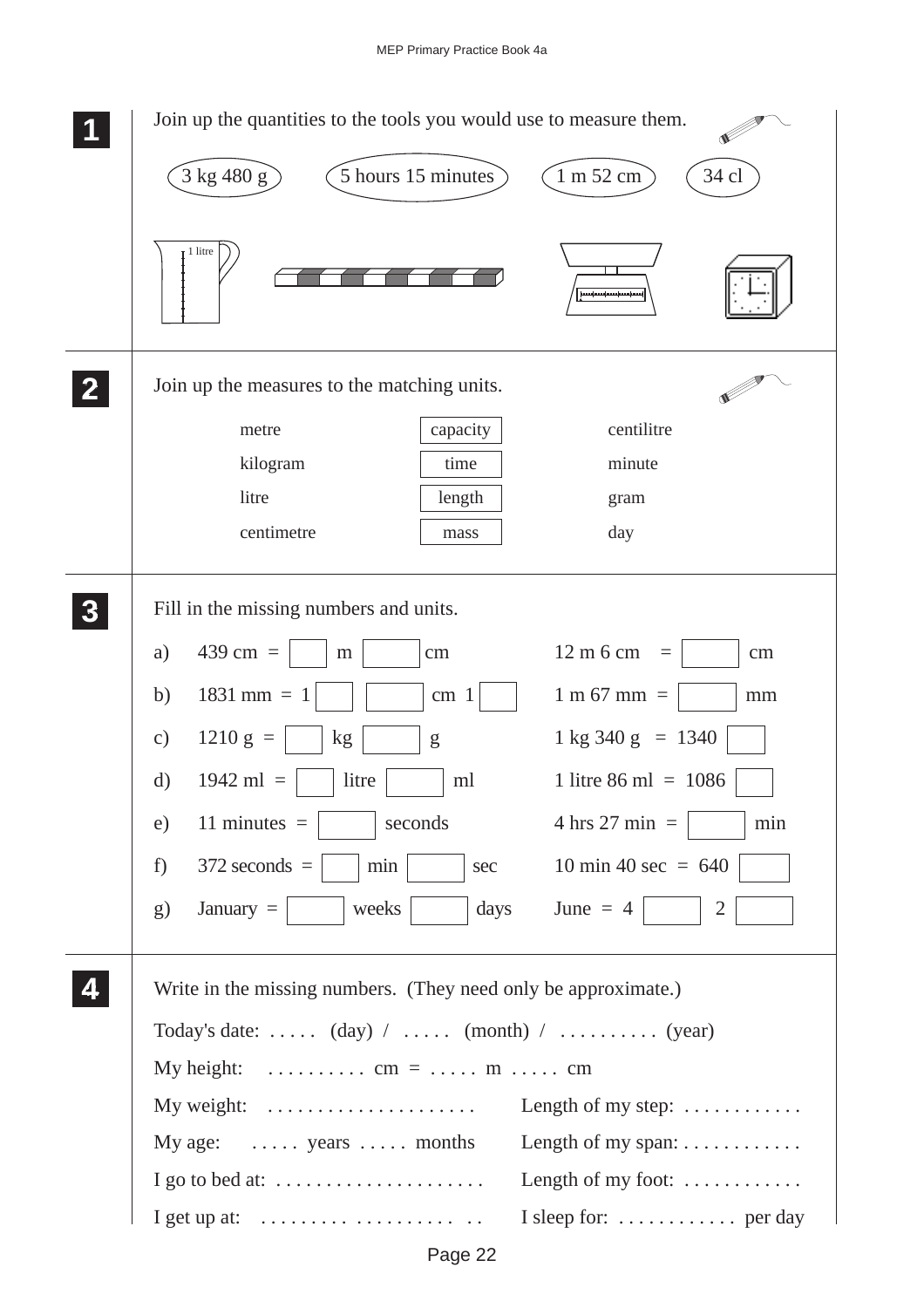**1** Join up the quantities to the tools you would use to measure them.

3 kg 480 g    5 hours 15 minutes    1 m 52 cm    34 cl

1 litre

---

**2** Join up the measures to the matching units.

| | | |
|---|---|---|
| metre | capacity | centilitre |
| kilogram | time | minute |
| litre | length | gram |
| centimetre | mass | day |

---

**3** Fill in the missing numbers and units.

a) 439 cm = ☐ m ☐ cm  12 m 6 cm = ☐ cm

b) 1831 mm = 1 ☐ ☐ cm 1 ☐  1 m 67 mm = ☐ mm

c) 1210 g = ☐ kg ☐ g  1 kg 340 g = 1340 ☐

d) 1942 ml = ☐ litre ☐ ml  1 litre 86 ml = 1086 ☐

e) 11 minutes = ☐ seconds  4 hrs 27 min = ☐ min

f) 372 seconds = ☐ min ☐ sec  10 min 40 sec = 640 ☐

g) January = ☐ weeks ☐ days  June = 4 ☐ 2 ☐

---

**4** Write in the missing numbers. (They need only be approximate.)

Today's date: . . . . . (day) / . . . . . (month) / . . . . . . . . . . (year)

My height: . . . . . . . . . . cm = . . . . . m . . . . . cm

My weight: . . . . . . . . . . . . . . . . . . . . .

Length of my step: . . . . . . . . . . . .

My age: . . . . . years . . . . . months

Length of my span: . . . . . . . . . . . .

I go to bed at: . . . . . . . . . . . . . . . . . . . . .

Length of my foot: . . . . . . . . . . . .

I get up at: . . . . . . . . . . . . . . . . . . . . .

I sleep for: . . . . . . . . . . . . per day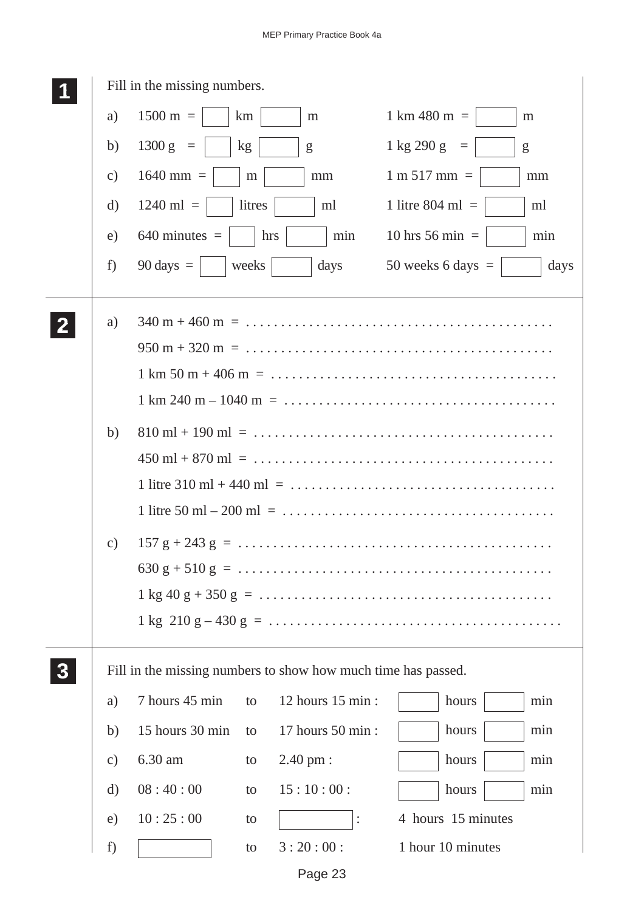**1** Fill in the missing numbers.

a) 1500 m = [ ] km [ ] m  1 km 480 m = [ ] m

b) 1300 g = [ ] kg [ ] g  1 kg 290 g = [ ] g

c) 1640 mm = [ ] m [ ] mm  1 m 517 mm = [ ] mm

d) 1240 ml = [ ] litres [ ] ml  1 litre 804 ml = [ ] ml

e) 640 minutes = [ ] hrs [ ] min  10 hrs 56 min = [ ] min

f) 90 days = [ ] weeks [ ] days  50 weeks 6 days = [ ] days

---

**2**

a) 340 m + 460 m = . . . . . . . . . . . . . . . . . . . . . . . . . . . . . . . . . . . . . . . .

950 m + 320 m = . . . . . . . . . . . . . . . . . . . . . . . . . . . . . . . . . . . . . . . .

1 km 50 m + 406 m = . . . . . . . . . . . . . . . . . . . . . . . . . . . . . . . . . . . . .

1 km 240 m – 1040 m = . . . . . . . . . . . . . . . . . . . . . . . . . . . . . . . . . . .

b) 810 ml + 190 ml = . . . . . . . . . . . . . . . . . . . . . . . . . . . . . . . . . . . . . . .

450 ml + 870 ml = . . . . . . . . . . . . . . . . . . . . . . . . . . . . . . . . . . . . . . .

1 litre 310 ml + 440 ml = . . . . . . . . . . . . . . . . . . . . . . . . . . . . . . . . . .

1 litre 50 ml – 200 ml = . . . . . . . . . . . . . . . . . . . . . . . . . . . . . . . . . . .

c) 157 g + 243 g = . . . . . . . . . . . . . . . . . . . . . . . . . . . . . . . . . . . . . . . . .

630 g + 510 g = . . . . . . . . . . . . . . . . . . . . . . . . . . . . . . . . . . . . . . . . .

1 kg 40 g + 350 g = . . . . . . . . . . . . . . . . . . . . . . . . . . . . . . . . . . . . . .

1 kg 210 g – 430 g = . . . . . . . . . . . . . . . . . . . . . . . . . . . . . . . . . . . . . .

---

**3** Fill in the missing numbers to show how much time has passed.

a) 7 hours 45 min to 12 hours 15 min : [ ] hours [ ] min

b) 15 hours 30 min to 17 hours 50 min : [ ] hours [ ] min

c) 6.30 am to 2.40 pm : [ ] hours [ ] min

d) 08 : 40 : 00 to 15 : 10 : 00 : [ ] hours [ ] min

e) 10 : 25 : 00 to [ ] : 4 hours 15 minutes

f) [ ] to 3 : 20 : 00 : 1 hour 10 minutes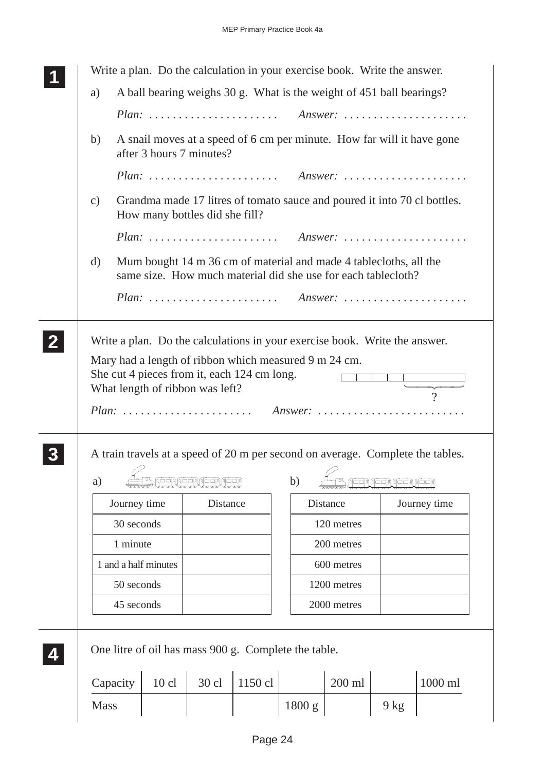**1** Write a plan. Do the calculation in your exercise book. Write the answer.

a) A ball bearing weighs 30 g. What is the weight of 451 ball bearings?

*Plan:* ...................... *Answer:* .....................

b) A snail moves at a speed of 6 cm per minute. How far will it have gone after 3 hours 7 minutes?

*Plan:* ...................... *Answer:* .....................

c) Grandma made 17 litres of tomato sauce and poured it into 70 cl bottles. How many bottles did she fill?

*Plan:* ...................... *Answer:* .....................

d) Mum bought 14 m 36 cm of material and made 4 tablecloths, all the same size. How much material did she use for each tablecloth?

*Plan:* ...................... *Answer:* .....................

**2** Write a plan. Do the calculations in your exercise book. Write the answer.

Mary had a length of ribbon which measured 9 m 24 cm.
She cut 4 pieces from it, each 124 cm long.
What length of ribbon was left?

?

*Plan:* ...................... *Answer:* .........................

**3** A train travels at a speed of 20 m per second on average. Complete the tables.

a)

| Journey time | Distance |
|---|---|
| 30 seconds | |
| 1 minute | |
| 1 and a half minutes | |
| 50 seconds | |
| 45 seconds | |

b)

| Distance | Journey time |
|---|---|
| 120 metres | |
| 200 metres | |
| 600 metres | |
| 1200 metres | |
| 2000 metres | |

**4** One litre of oil has mass 900 g. Complete the table.

| Capacity | 10 cl | 30 cl | 1150 cl | | 200 ml | | 1000 ml |
|---|---|---|---|---|---|---|---|
| Mass | | | | 1800 g | | 9 kg | |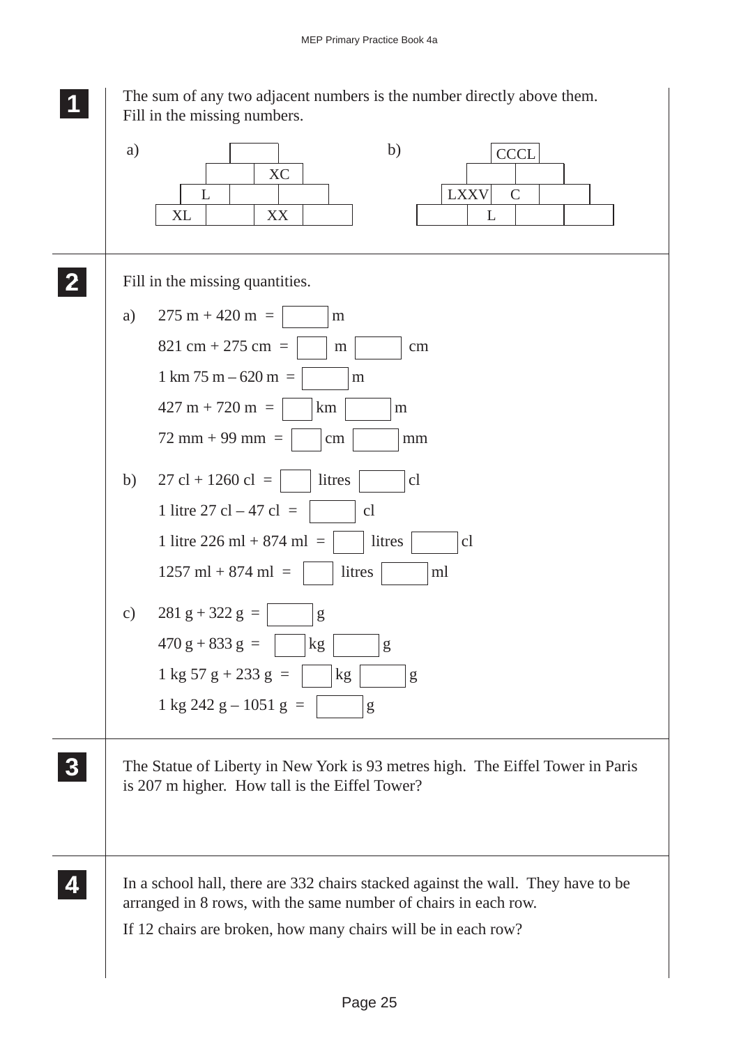**1** The sum of any two adjacent numbers is the number directly above them. Fill in the missing numbers.

a)

| | | | |
|---|---|---|---|
| | | | |
| | XC | | |
| L | | | |
| XL | | XX | |

b)

| | | | |
|---|---|---|---|
| CCCL | | | |
| | | | |
| LXXV | C | | |
| | L | | |

**2** Fill in the missing quantities.

a) 275 m + 420 m = ☐ m

821 cm + 275 cm = ☐ m ☐ cm

1 km 75 m – 620 m = ☐ m

427 m + 720 m = ☐ km ☐ m

72 mm + 99 mm = ☐ cm ☐ mm

b) 27 cl + 1260 cl = ☐ litres ☐ cl

1 litre 27 cl – 47 cl = ☐ cl

1 litre 226 ml + 874 ml = ☐ litres ☐ cl

1257 ml + 874 ml = ☐ litres ☐ ml

c) 281 g + 322 g = ☐ g

470 g + 833 g = ☐ kg ☐ g

1 kg 57 g + 233 g = ☐ kg ☐ g

1 kg 242 g – 1051 g = ☐ g

**3** The Statue of Liberty in New York is 93 metres high. The Eiffel Tower in Paris is 207 m higher. How tall is the Eiffel Tower?

**4** In a school hall, there are 332 chairs stacked against the wall. They have to be arranged in 8 rows, with the same number of chairs in each row.

If 12 chairs are broken, how many chairs will be in each row?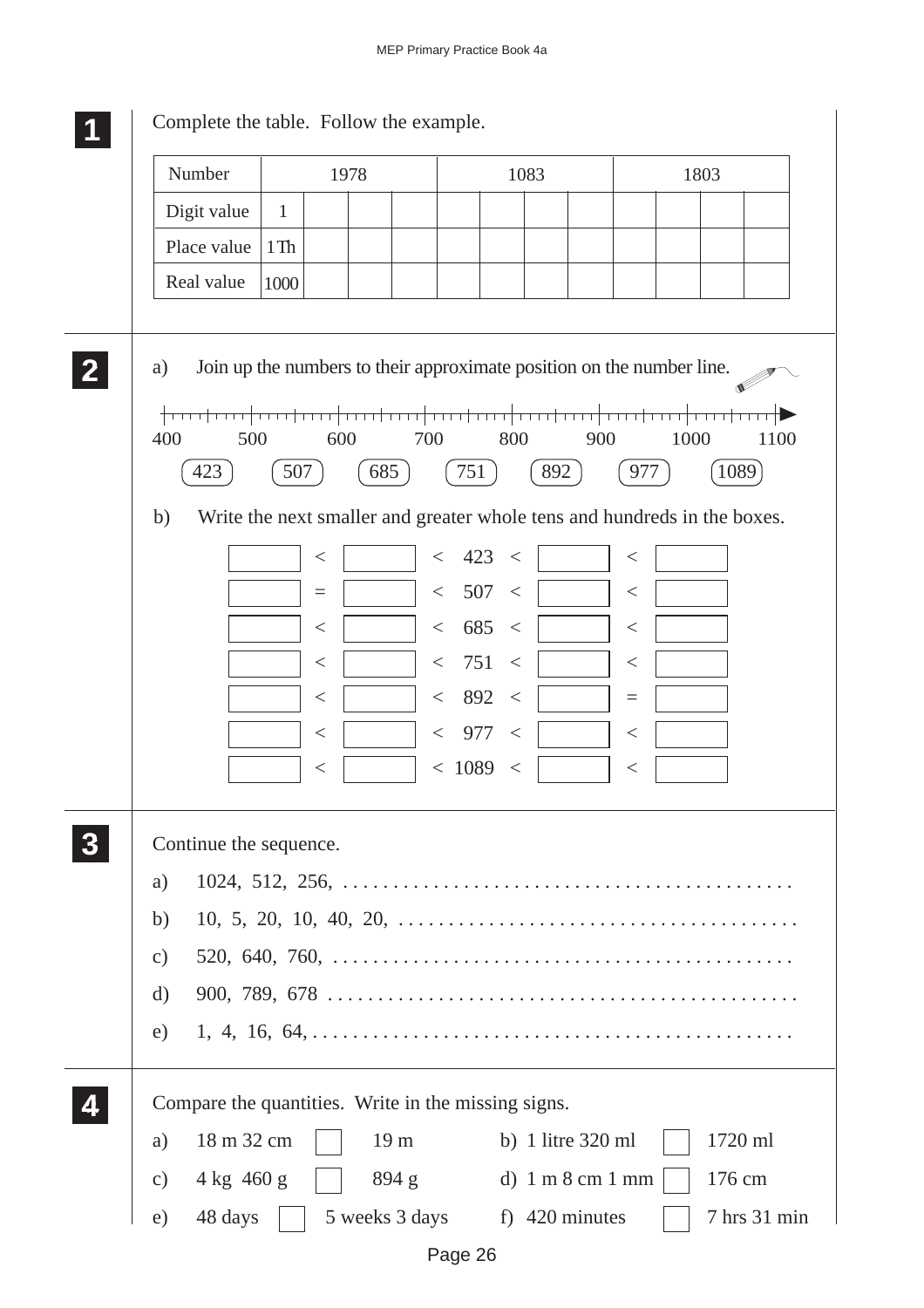**1** Complete the table. Follow the example.

| Number | 1978 | | | | 1083 | | | | 1803 | | | |
|---|---|---|---|---|---|---|---|---|---|---|---|---|
| Digit value | 1 | | | | | | | | | | | |
| Place value | 1Th | | | | | | | | | | | |
| Real value | 1000 | | | | | | | | | | | |

**2**

a) Join up the numbers to their approximate position on the number line.

400 500 600 700 800 900 1000 1100

(423) (507) (685) (751) (892) (977) (1089)

b) Write the next smaller and greater whole tens and hundreds in the boxes.

☐ < ☐ < 423 < ☐ < ☐

☐ = ☐ < 507 < ☐ < ☐

☐ < ☐ < 685 < ☐ < ☐

☐ < ☐ < 751 < ☐ < ☐

☐ < ☐ < 892 < ☐ = ☐

☐ < ☐ < 977 < ☐ < ☐

☐ < ☐ < 1089 < ☐ < ☐

**3** Continue the sequence.

a) 1024, 512, 256, . . . . . . . . . . . . . . . . . . . . . . . . . . . . . . . . . . . . . . . . . . . .

b) 10, 5, 20, 10, 40, 20, . . . . . . . . . . . . . . . . . . . . . . . . . . . . . . . . . . . . . . .

c) 520, 640, 760, . . . . . . . . . . . . . . . . . . . . . . . . . . . . . . . . . . . . . . . . . . . .

d) 900, 789, 678 . . . . . . . . . . . . . . . . . . . . . . . . . . . . . . . . . . . . . . . . . . . . . .

e) 1, 4, 16, 64, . . . . . . . . . . . . . . . . . . . . . . . . . . . . . . . . . . . . . . . . . . . . . . . .

**4** Compare the quantities. Write in the missing signs.

a) 18 m 32 cm ☐ 19 m

b) 1 litre 320 ml ☐ 1720 ml

c) 4 kg 460 g ☐ 894 g

d) 1 m 8 cm 1 mm ☐ 176 cm

e) 48 days ☐ 5 weeks 3 days

f) 420 minutes ☐ 7 hrs 31 min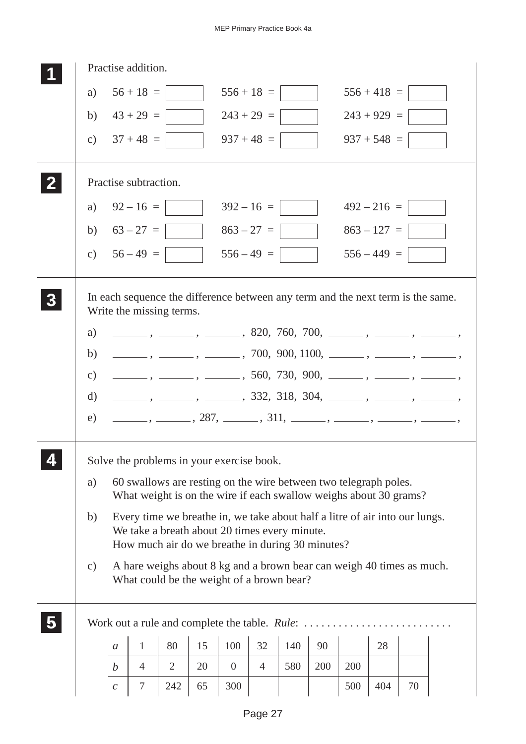**1** Practise addition.

a) $56 + 18 =$ ☐  $556 + 18 =$ ☐  $556 + 418 =$ ☐

b) $43 + 29 =$ ☐  $243 + 29 =$ ☐  $243 + 929 =$ ☐

c) $37 + 48 =$ ☐  $937 + 48 =$ ☐  $937 + 548 =$ ☐

---

**2** Practise subtraction.

a) $92 - 16 =$ ☐  $392 - 16 =$ ☐  $492 - 216 =$ ☐

b) $63 - 27 =$ ☐  $863 - 27 =$ ☐  $863 - 127 =$ ☐

c) $56 - 49 =$ ☐  $556 - 49 =$ ☐  $556 - 449 =$ ☐

---

**3** In each sequence the difference between any term and the next term is the same. Write the missing terms.

a) ______ , ______ , ______ , 820, 760, 700, ______ , ______ , ______ ,

b) ______ , ______ , ______ , 700, 900, 1100, ______ , ______ , ______ ,

c) ______ , ______ , ______ , 560, 730, 900, ______ , ______ , ______ ,

d) ______ , ______ , ______ , 332, 318, 304, ______ , ______ , ______ ,

e) ______ , ______ , 287, ______ , 311, ______ , ______ , ______ , ______ ,

---

**4** Solve the problems in your exercise book.

a) 60 swallows are resting on the wire between two telegraph poles. What weight is on the wire if each swallow weighs about 30 grams?

b) Every time we breathe in, we take about half a litre of air into our lungs. We take a breath about 20 times every minute. How much air do we breathe in during 30 minutes?

c) A hare weighs about 8 kg and a brown bear can weigh 40 times as much. What could be the weight of a brown bear?

---

**5** Work out a rule and complete the table. *Rule*: . . . . . . . . . . . . . . . . . . . . . . . . . .

| $a$ | 1 | 80 | 15 | 100 | 32 | 140 | 90 | | 28 | |
|---|---|---|---|---|---|---|---|---|---|---|
| $b$ | 4 | 2 | 20 | 0 | 4 | 580 | 200 | 200 | | |
| $c$ | 7 | 242 | 65 | 300 | | | | 500 | 404 | 70 |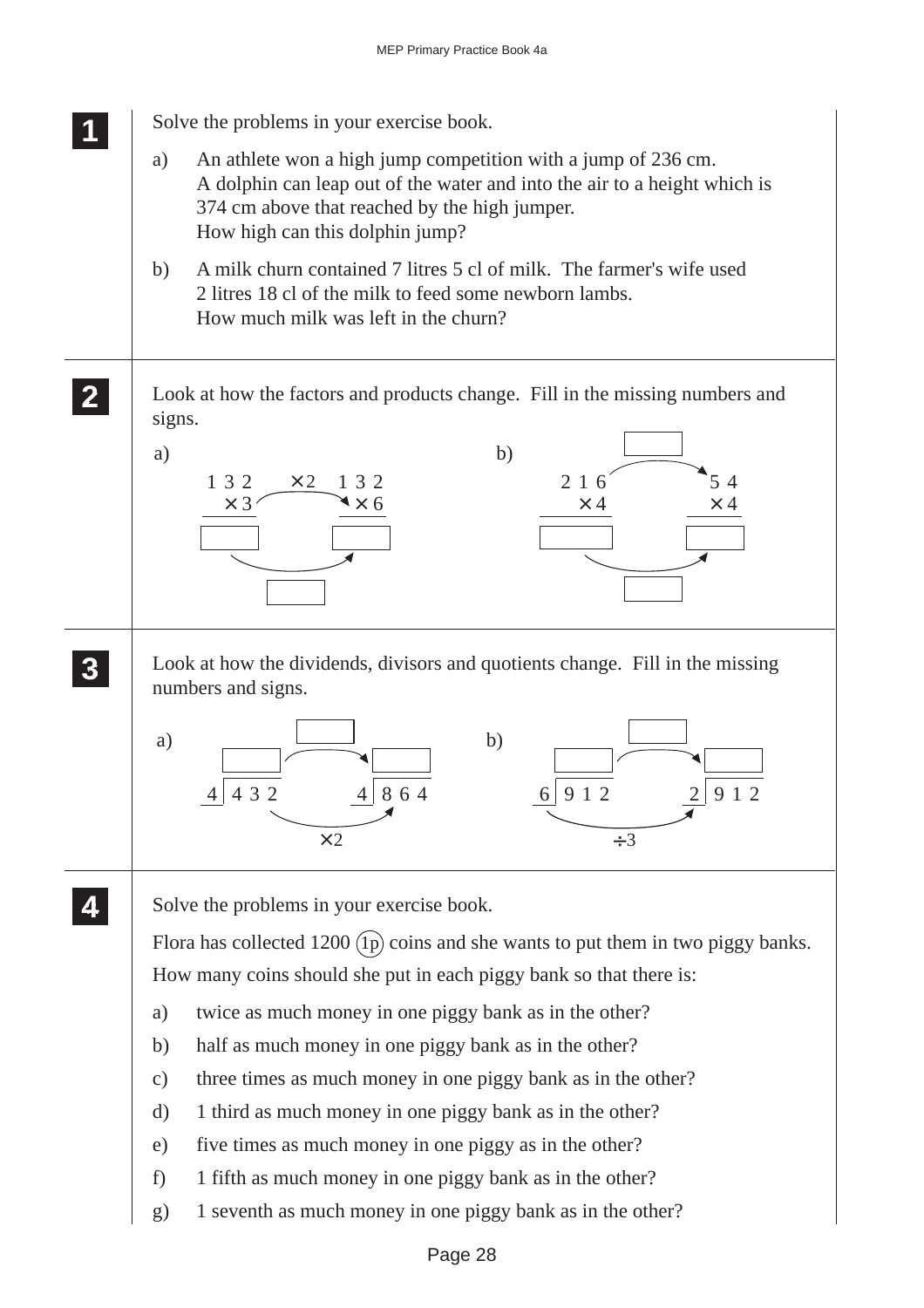**1** Solve the problems in your exercise book.

a) An athlete won a high jump competition with a jump of 236 cm.
A dolphin can leap out of the water and into the air to a height which is 374 cm above that reached by the high jumper.
How high can this dolphin jump?

b) A milk churn contained 7 litres 5 cl of milk. The farmer's wife used 2 litres 18 cl of the milk to feed some newborn lambs.
How much milk was left in the churn?

**2** Look at how the factors and products change. Fill in the missing numbers and signs.

a)

$$\begin{array}{r} 132 \\ \times 3 \\ \hline \square \end{array} \xrightarrow{\times 2} \begin{array}{r} 132 \\ \times 6 \\ \hline \square \end{array}$$

Products: $\square \xrightarrow{\square} \square$

b)

$$\begin{array}{r} 216 \\ \times 4 \\ \hline \square \end{array} \xrightarrow{\square} \begin{array}{r} 54 \\ \times 4 \\ \hline \square \end{array}$$

Products: $\square \xrightarrow{\square} \square$

**3** Look at how the dividends, divisors and quotients change. Fill in the missing numbers and signs.

a) $4 \overline{)432} = \square \xrightarrow{\square} 4 \overline{)864} = \square$

Dividends: $432 \xrightarrow{\times 2} 864$

b) $6 \overline{)912} = \square \xrightarrow{\square} 2 \overline{)912} = \square$

Divisors: $6 \xrightarrow{\div 3} 2$

**4** Solve the problems in your exercise book.

Flora has collected 1200 (1p) coins and she wants to put them in two piggy banks.

How many coins should she put in each piggy bank so that there is:

a) twice as much money in one piggy bank as in the other?

b) half as much money in one piggy bank as in the other?

c) three times as much money in one piggy bank as in the other?

d) 1 third as much money in one piggy bank as in the other?

e) five times as much money in one piggy as in the other?

f) 1 fifth as much money in one piggy bank as in the other?

g) 1 seventh as much money in one piggy bank as in the other?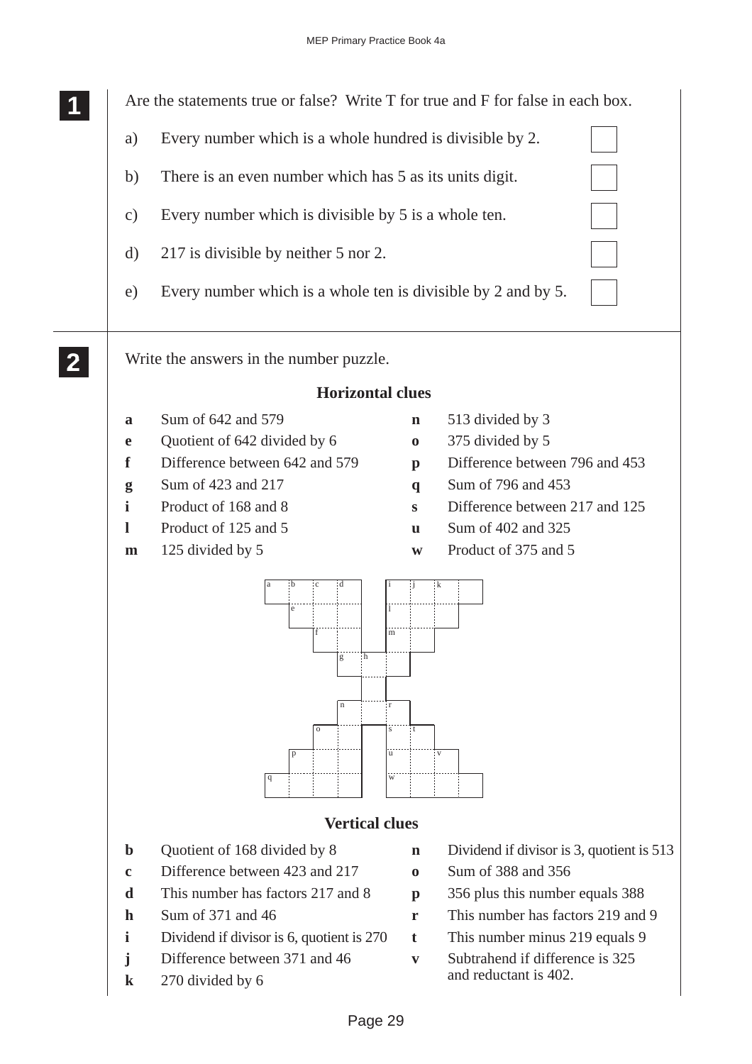**1** Are the statements true or false? Write T for true and F for false in each box.

a) Every number which is a whole hundred is divisible by 2. ☐

b) There is an even number which has 5 as its units digit. ☐

c) Every number which is divisible by 5 is a whole ten. ☐

d) 217 is divisible by neither 5 nor 2. ☐

e) Every number which is a whole ten is divisible by 2 and by 5. ☐

**2** Write the answers in the number puzzle.

**Horizontal clues**

- **a** Sum of 642 and 579
- **e** Quotient of 642 divided by 6
- **f** Difference between 642 and 579
- **g** Sum of 423 and 217
- **i** Product of 168 and 8
- **l** Product of 125 and 5
- **m** 125 divided by 5
- **n** 513 divided by 3
- **o** 375 divided by 5
- **p** Difference between 796 and 453
- **q** Sum of 796 and 453
- **s** Difference between 217 and 125
- **u** Sum of 402 and 325
- **w** Product of 375 and 5

**Vertical clues**

- **b** Quotient of 168 divided by 8
- **c** Difference between 423 and 217
- **d** This number has factors 217 and 8
- **h** Sum of 371 and 46
- **i** Dividend if divisor is 6, quotient is 270
- **j** Difference between 371 and 46
- **k** 270 divided by 6
- **n** Dividend if divisor is 3, quotient is 513
- **o** Sum of 388 and 356
- **p** 356 plus this number equals 388
- **r** This number has factors 219 and 9
- **t** This number minus 219 equals 9
- **v** Subtrahend if difference is 325 and reductant is 402.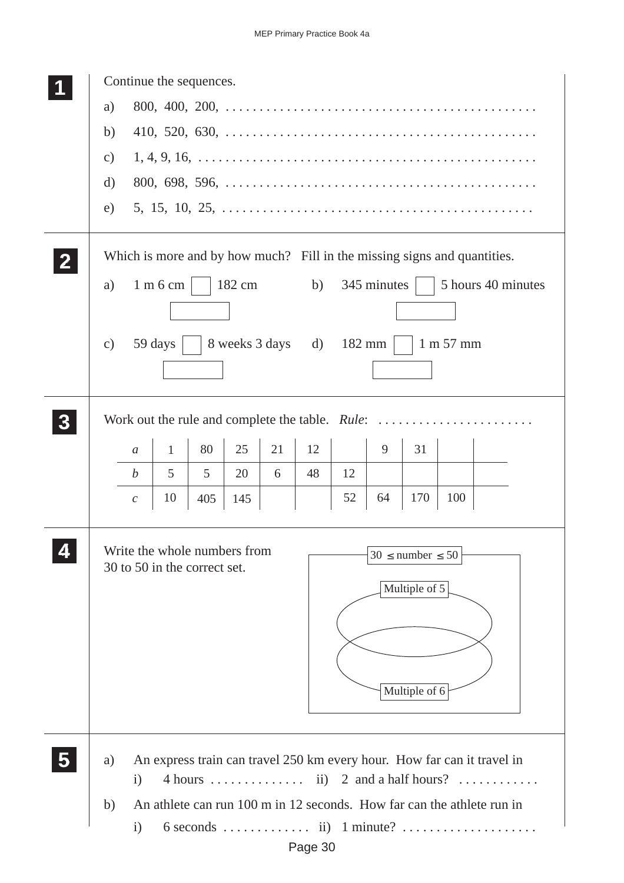**1** Continue the sequences.

a) 800, 400, 200, . . . . . . . . . . . . . . . . . . . . . . . . . . . . . . . . . . . . . . . . . . . . . .

b) 410, 520, 630, . . . . . . . . . . . . . . . . . . . . . . . . . . . . . . . . . . . . . . . . . . . . . .

c) 1, 4, 9, 16, . . . . . . . . . . . . . . . . . . . . . . . . . . . . . . . . . . . . . . . . . . . . . . . . . .

d) 800, 698, 596, . . . . . . . . . . . . . . . . . . . . . . . . . . . . . . . . . . . . . . . . . . . . . .

e) 5, 15, 10, 25, . . . . . . . . . . . . . . . . . . . . . . . . . . . . . . . . . . . . . . . . . . . . .

**2** Which is more and by how much? Fill in the missing signs and quantities.

a) 1 m 6 cm ☐ 182 cm

☐

b) 345 minutes ☐ 5 hours 40 minutes

☐

c) 59 days ☐ 8 weeks 3 days

☐

d) 182 mm ☐ 1 m 57 mm

☐

**3** Work out the rule and complete the table. *Rule*: . . . . . . . . . . . . . . . . . . . . . . .

| | | | | | | | | | | |
|---|---|---|---|---|---|---|---|---|---|---|
| *a* | 1 | 80 | 25 | 21 | 12 | | 9 | 31 | | |
| *b* | 5 | 5 | 20 | 6 | 48 | 12 | | | | |
| *c* | 10 | 405 | 145 | | | 52 | 64 | 170 | 100 | |

**4** Write the whole numbers from 30 to 50 in the correct set.

$30 \leq \text{number} \leq 50$

Multiple of 5

Multiple of 6

**5**

a) An express train can travel 250 km every hour. How far can it travel in

i) 4 hours . . . . . . . . . . . . . . ii) 2 and a half hours? . . . . . . . . . . . .

b) An athlete can run 100 m in 12 seconds. How far can the athlete run in

i) 6 seconds . . . . . . . . . . . . . ii) 1 minute? . . . . . . . . . . . . . . . . . . . .